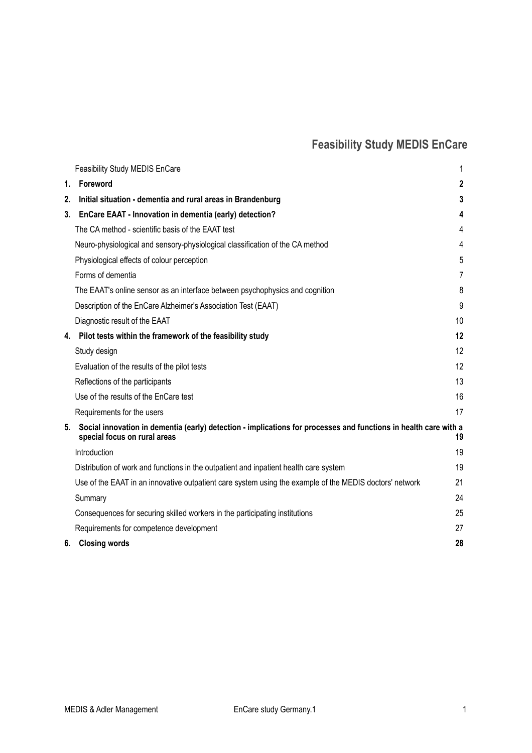# Feasibility Study MEDIS EnCare

| | | |
|---|---|---|
| | Feasibility Study MEDIS EnCare | 1 |
| **1.** | **Foreword** | **2** |
| **2.** | **Initial situation - dementia and rural areas in Brandenburg** | **3** |
| **3.** | **EnCare EAAT - Innovation in dementia (early) detection?** | **4** |
| | The CA method - scientific basis of the EAAT test | 4 |
| | Neuro-physiological and sensory-physiological classification of the CA method | 4 |
| | Physiological effects of colour perception | 5 |
| | Forms of dementia | 7 |
| | The EAAT's online sensor as an interface between psychophysics and cognition | 8 |
| | Description of the EnCare Alzheimer's Association Test (EAAT) | 9 |
| | Diagnostic result of the EAAT | 10 |
| **4.** | **Pilot tests within the framework of the feasibility study** | **12** |
| | Study design | 12 |
| | Evaluation of the results of the pilot tests | 12 |
| | Reflections of the participants | 13 |
| | Use of the results of the EnCare test | 16 |
| | Requirements for the users | 17 |
| **5.** | **Social innovation in dementia (early) detection - implications for processes and functions in health care with a special focus on rural areas** | **19** |
| | Introduction | 19 |
| | Distribution of work and functions in the outpatient and inpatient health care system | 19 |
| | Use of the EAAT in an innovative outpatient care system using the example of the MEDIS doctors' network | 21 |
| | Summary | 24 |
| | Consequences for securing skilled workers in the participating institutions | 25 |
| | Requirements for competence development | 27 |
| **6.** | **Closing words** | **28** |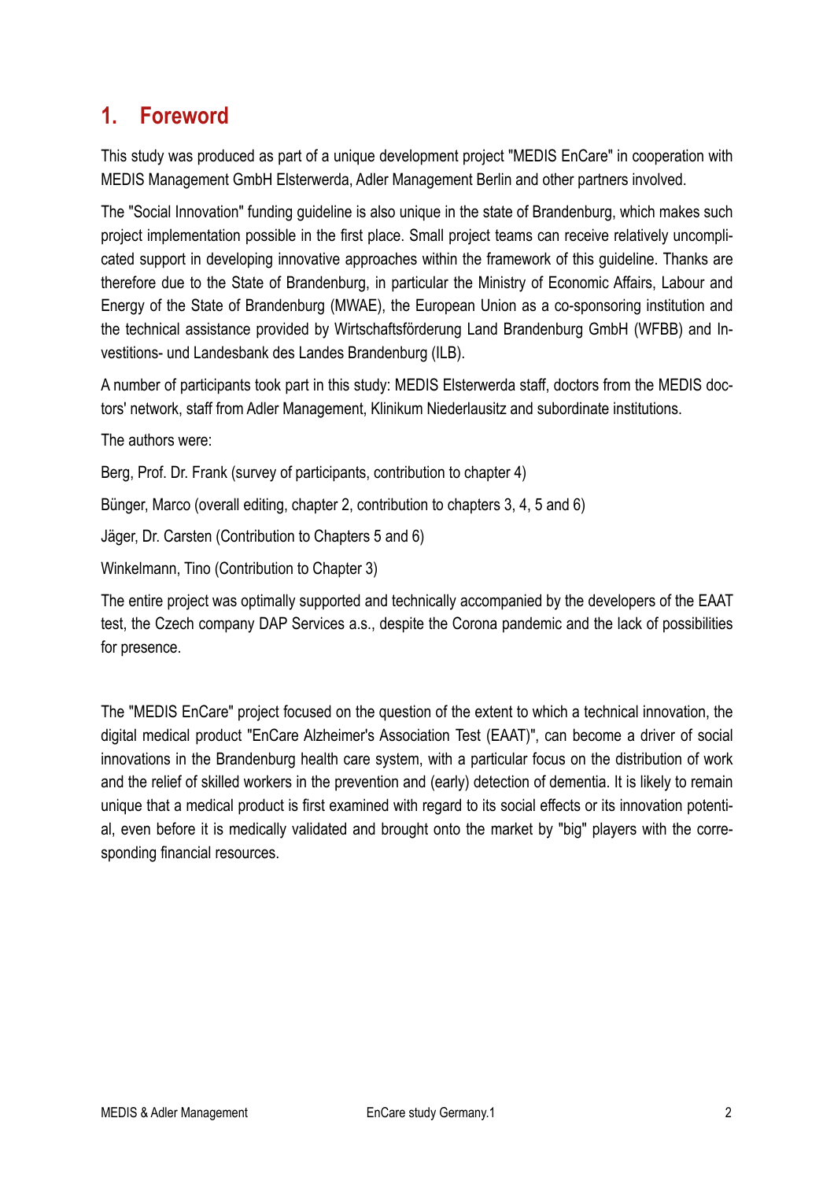# 1. Foreword

This study was produced as part of a unique development project "MEDIS EnCare" in cooperation with MEDIS Management GmbH Elsterwerda, Adler Management Berlin and other partners involved.

The "Social Innovation" funding guideline is also unique in the state of Brandenburg, which makes such project implementation possible in the first place. Small project teams can receive relatively uncomplicated support in developing innovative approaches within the framework of this guideline. Thanks are therefore due to the State of Brandenburg, in particular the Ministry of Economic Affairs, Labour and Energy of the State of Brandenburg (MWAE), the European Union as a co-sponsoring institution and the technical assistance provided by Wirtschaftsförderung Land Brandenburg GmbH (WFBB) and Investitions- und Landesbank des Landes Brandenburg (ILB).

A number of participants took part in this study: MEDIS Elsterwerda staff, doctors from the MEDIS doctors' network, staff from Adler Management, Klinikum Niederlausitz and subordinate institutions.

The authors were:

Berg, Prof. Dr. Frank (survey of participants, contribution to chapter 4)

Bünger, Marco (overall editing, chapter 2, contribution to chapters 3, 4, 5 and 6)

Jäger, Dr. Carsten (Contribution to Chapters 5 and 6)

Winkelmann, Tino (Contribution to Chapter 3)

The entire project was optimally supported and technically accompanied by the developers of the EAAT test, the Czech company DAP Services a.s., despite the Corona pandemic and the lack of possibilities for presence.

The "MEDIS EnCare" project focused on the question of the extent to which a technical innovation, the digital medical product "EnCare Alzheimer's Association Test (EAAT)", can become a driver of social innovations in the Brandenburg health care system, with a particular focus on the distribution of work and the relief of skilled workers in the prevention and (early) detection of dementia. It is likely to remain unique that a medical product is first examined with regard to its social effects or its innovation potential, even before it is medically validated and brought onto the market by "big" players with the corresponding financial resources.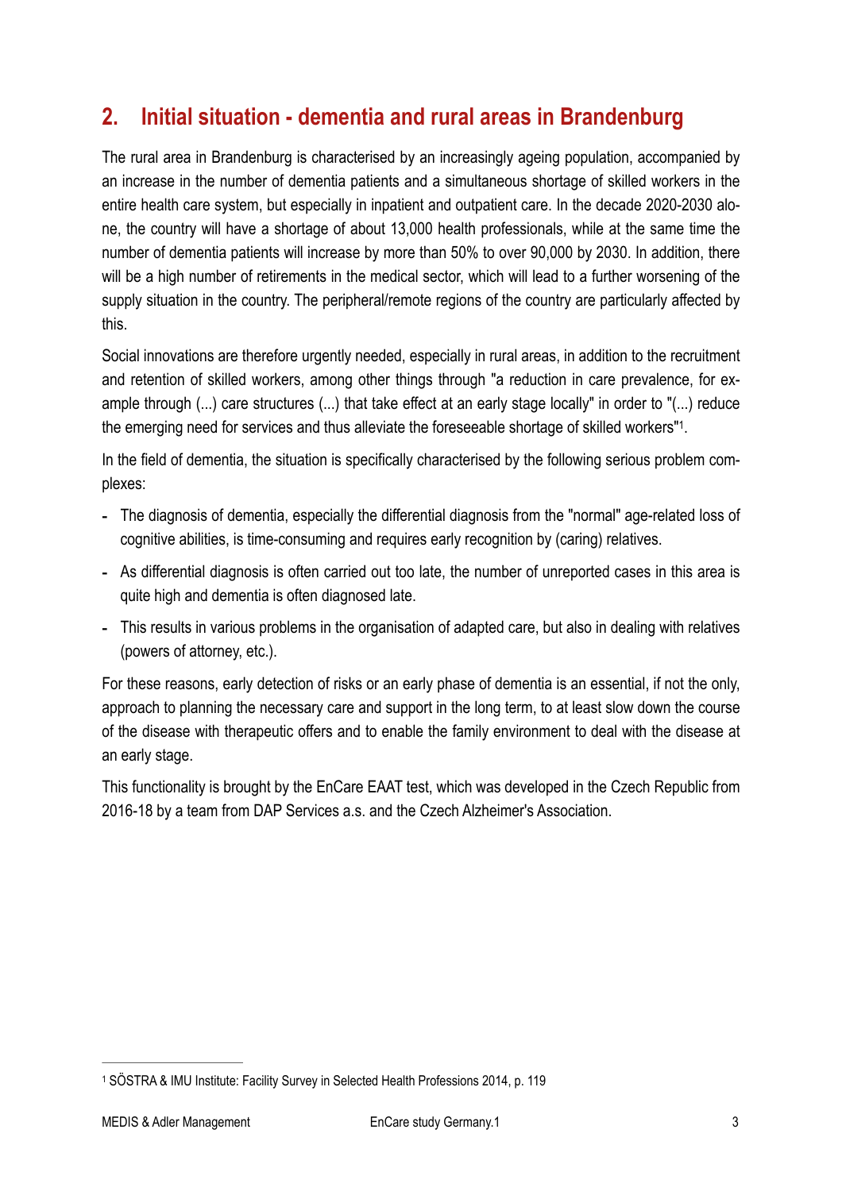## 2. Initial situation - dementia and rural areas in Brandenburg

The rural area in Brandenburg is characterised by an increasingly ageing population, accompanied by an increase in the number of dementia patients and a simultaneous shortage of skilled workers in the entire health care system, but especially in inpatient and outpatient care. In the decade 2020-2030 alone, the country will have a shortage of about 13,000 health professionals, while at the same time the number of dementia patients will increase by more than 50% to over 90,000 by 2030. In addition, there will be a high number of retirements in the medical sector, which will lead to a further worsening of the supply situation in the country. The peripheral/remote regions of the country are particularly affected by this.

Social innovations are therefore urgently needed, especially in rural areas, in addition to the recruitment and retention of skilled workers, among other things through "a reduction in care prevalence, for example through (...) care structures (...) that take effect at an early stage locally" in order to "(...) reduce the emerging need for services and thus alleviate the foreseeable shortage of skilled workers"[1].

In the field of dementia, the situation is specifically characterised by the following serious problem complexes:

- The diagnosis of dementia, especially the differential diagnosis from the "normal" age-related loss of cognitive abilities, is time-consuming and requires early recognition by (caring) relatives.
- As differential diagnosis is often carried out too late, the number of unreported cases in this area is quite high and dementia is often diagnosed late.
- This results in various problems in the organisation of adapted care, but also in dealing with relatives (powers of attorney, etc.).

For these reasons, early detection of risks or an early phase of dementia is an essential, if not the only, approach to planning the necessary care and support in the long term, to at least slow down the course of the disease with therapeutic offers and to enable the family environment to deal with the disease at an early stage.

This functionality is brought by the EnCare EAAT test, which was developed in the Czech Republic from 2016-18 by a team from DAP Services a.s. and the Czech Alzheimer's Association.

---

[1] SÖSTRA & IMU Institute: Facility Survey in Selected Health Professions 2014, p. 119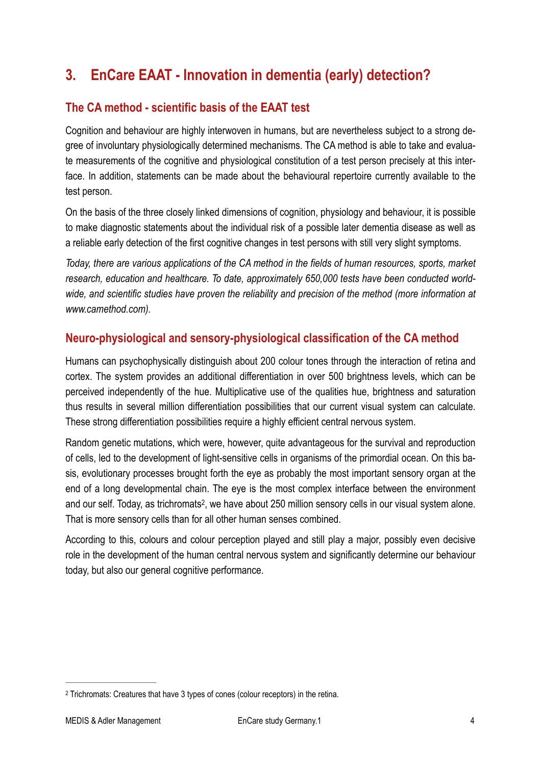# 3. EnCare EAAT - Innovation in dementia (early) detection?

## The CA method - scientific basis of the EAAT test

Cognition and behaviour are highly interwoven in humans, but are nevertheless subject to a strong degree of involuntary physiologically determined mechanisms. The CA method is able to take and evaluate measurements of the cognitive and physiological constitution of a test person precisely at this interface. In addition, statements can be made about the behavioural repertoire currently available to the test person.

On the basis of the three closely linked dimensions of cognition, physiology and behaviour, it is possible to make diagnostic statements about the individual risk of a possible later dementia disease as well as a reliable early detection of the first cognitive changes in test persons with still very slight symptoms.

*Today, there are various applications of the CA method in the fields of human resources, sports, market research, education and healthcare. To date, approximately 650,000 tests have been conducted worldwide, and scientific studies have proven the reliability and precision of the method (more information at www.camethod.com).*

## Neuro-physiological and sensory-physiological classification of the CA method

Humans can psychophysically distinguish about 200 colour tones through the interaction of retina and cortex. The system provides an additional differentiation in over 500 brightness levels, which can be perceived independently of the hue. Multiplicative use of the qualities hue, brightness and saturation thus results in several million differentiation possibilities that our current visual system can calculate. These strong differentiation possibilities require a highly efficient central nervous system.

Random genetic mutations, which were, however, quite advantageous for the survival and reproduction of cells, led to the development of light-sensitive cells in organisms of the primordial ocean. On this basis, evolutionary processes brought forth the eye as probably the most important sensory organ at the end of a long developmental chain. The eye is the most complex interface between the environment and our self. Today, as trichromats[2], we have about 250 million sensory cells in our visual system alone. That is more sensory cells than for all other human senses combined.

According to this, colours and colour perception played and still play a major, possibly even decisive role in the development of the human central nervous system and significantly determine our behaviour today, but also our general cognitive performance.

---

[2] Trichromats: Creatures that have 3 types of cones (colour receptors) in the retina.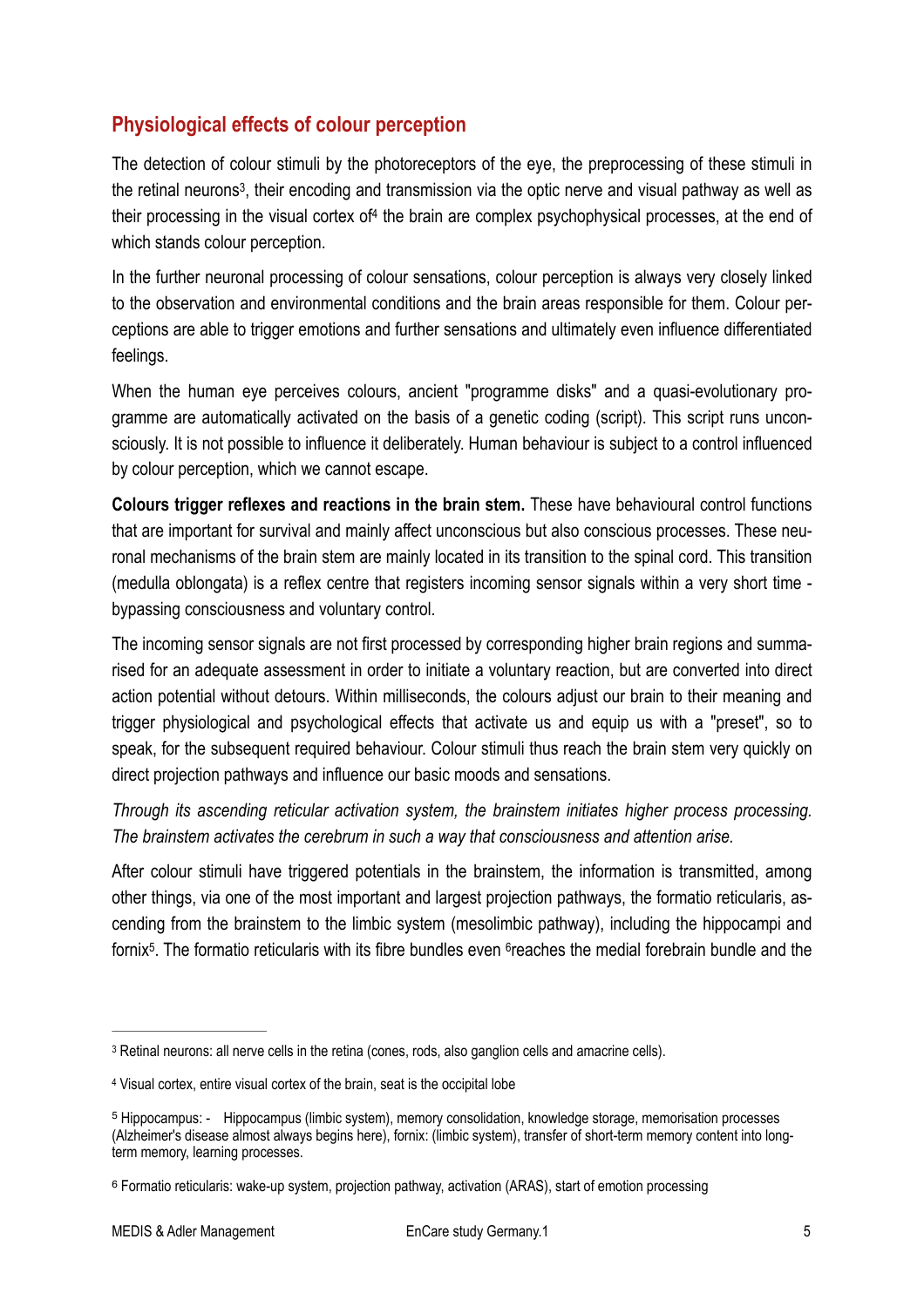## Physiological effects of colour perception

The detection of colour stimuli by the photoreceptors of the eye, the preprocessing of these stimuli in the retinal neurons[3], their encoding and transmission via the optic nerve and visual pathway as well as their processing in the visual cortex of[4] the brain are complex psychophysical processes, at the end of which stands colour perception.

In the further neuronal processing of colour sensations, colour perception is always very closely linked to the observation and environmental conditions and the brain areas responsible for them. Colour perceptions are able to trigger emotions and further sensations and ultimately even influence differentiated feelings.

When the human eye perceives colours, ancient "programme disks" and a quasi-evolutionary programme are automatically activated on the basis of a genetic coding (script). This script runs unconsciously. It is not possible to influence it deliberately. Human behaviour is subject to a control influenced by colour perception, which we cannot escape.

**Colours trigger reflexes and reactions in the brain stem.** These have behavioural control functions that are important for survival and mainly affect unconscious but also conscious processes. These neuronal mechanisms of the brain stem are mainly located in its transition to the spinal cord. This transition (medulla oblongata) is a reflex centre that registers incoming sensor signals within a very short time - bypassing consciousness and voluntary control.

The incoming sensor signals are not first processed by corresponding higher brain regions and summarised for an adequate assessment in order to initiate a voluntary reaction, but are converted into direct action potential without detours. Within milliseconds, the colours adjust our brain to their meaning and trigger physiological and psychological effects that activate us and equip us with a "preset", so to speak, for the subsequent required behaviour. Colour stimuli thus reach the brain stem very quickly on direct projection pathways and influence our basic moods and sensations.

*Through its ascending reticular activation system, the brainstem initiates higher process processing. The brainstem activates the cerebrum in such a way that consciousness and attention arise.*

After colour stimuli have triggered potentials in the brainstem, the information is transmitted, among other things, via one of the most important and largest projection pathways, the formatio reticularis, ascending from the brainstem to the limbic system (mesolimbic pathway), including the hippocampi and fornix[5]. The formatio reticularis with its fibre bundles even [6]reaches the medial forebrain bundle and the

---

[3] Retinal neurons: all nerve cells in the retina (cones, rods, also ganglion cells and amacrine cells).

[4] Visual cortex, entire visual cortex of the brain, seat is the occipital lobe

[5] Hippocampus: - Hippocampus (limbic system), memory consolidation, knowledge storage, memorisation processes (Alzheimer's disease almost always begins here), fornix: (limbic system), transfer of short-term memory content into long-term memory, learning processes.

[6] Formatio reticularis: wake-up system, projection pathway, activation (ARAS), start of emotion processing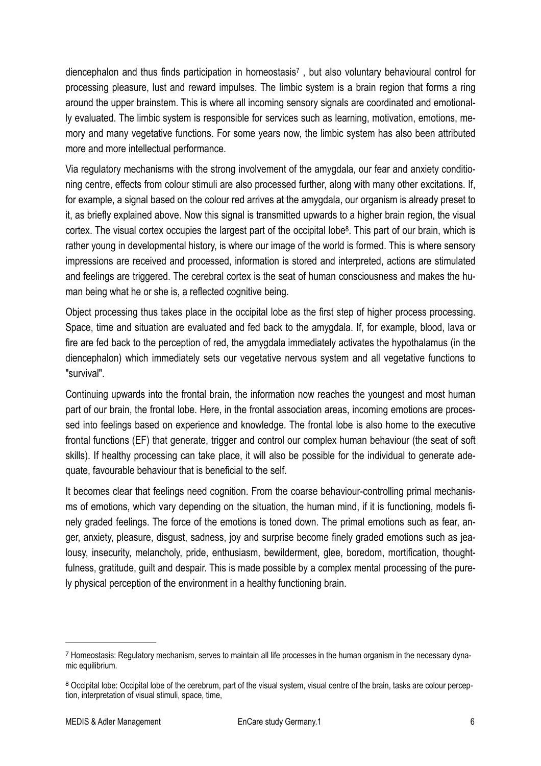diencephalon and thus finds participation in homeostasis[7] , but also voluntary behavioural control for processing pleasure, lust and reward impulses. The limbic system is a brain region that forms a ring around the upper brainstem. This is where all incoming sensory signals are coordinated and emotionally evaluated. The limbic system is responsible for services such as learning, motivation, emotions, memory and many vegetative functions. For some years now, the limbic system has also been attributed more and more intellectual performance.

Via regulatory mechanisms with the strong involvement of the amygdala, our fear and anxiety conditioning centre, effects from colour stimuli are also processed further, along with many other excitations. If, for example, a signal based on the colour red arrives at the amygdala, our organism is already preset to it, as briefly explained above. Now this signal is transmitted upwards to a higher brain region, the visual cortex. The visual cortex occupies the largest part of the occipital lobe[8]. This part of our brain, which is rather young in developmental history, is where our image of the world is formed. This is where sensory impressions are received and processed, information is stored and interpreted, actions are stimulated and feelings are triggered. The cerebral cortex is the seat of human consciousness and makes the human being what he or she is, a reflected cognitive being.

Object processing thus takes place in the occipital lobe as the first step of higher process processing. Space, time and situation are evaluated and fed back to the amygdala. If, for example, blood, lava or fire are fed back to the perception of red, the amygdala immediately activates the hypothalamus (in the diencephalon) which immediately sets our vegetative nervous system and all vegetative functions to "survival".

Continuing upwards into the frontal brain, the information now reaches the youngest and most human part of our brain, the frontal lobe. Here, in the frontal association areas, incoming emotions are processed into feelings based on experience and knowledge. The frontal lobe is also home to the executive frontal functions (EF) that generate, trigger and control our complex human behaviour (the seat of soft skills). If healthy processing can take place, it will also be possible for the individual to generate adequate, favourable behaviour that is beneficial to the self.

It becomes clear that feelings need cognition. From the coarse behaviour-controlling primal mechanisms of emotions, which vary depending on the situation, the human mind, if it is functioning, models finely graded feelings. The force of the emotions is toned down. The primal emotions such as fear, anger, anxiety, pleasure, disgust, sadness, joy and surprise become finely graded emotions such as jealousy, insecurity, melancholy, pride, enthusiasm, bewilderment, glee, boredom, mortification, thoughtfulness, gratitude, guilt and despair. This is made possible by a complex mental processing of the purely physical perception of the environment in a healthy functioning brain.

---

[7] Homeostasis: Regulatory mechanism, serves to maintain all life processes in the human organism in the necessary dynamic equilibrium.

[8] Occipital lobe: Occipital lobe of the cerebrum, part of the visual system, visual centre of the brain, tasks are colour perception, interpretation of visual stimuli, space, time,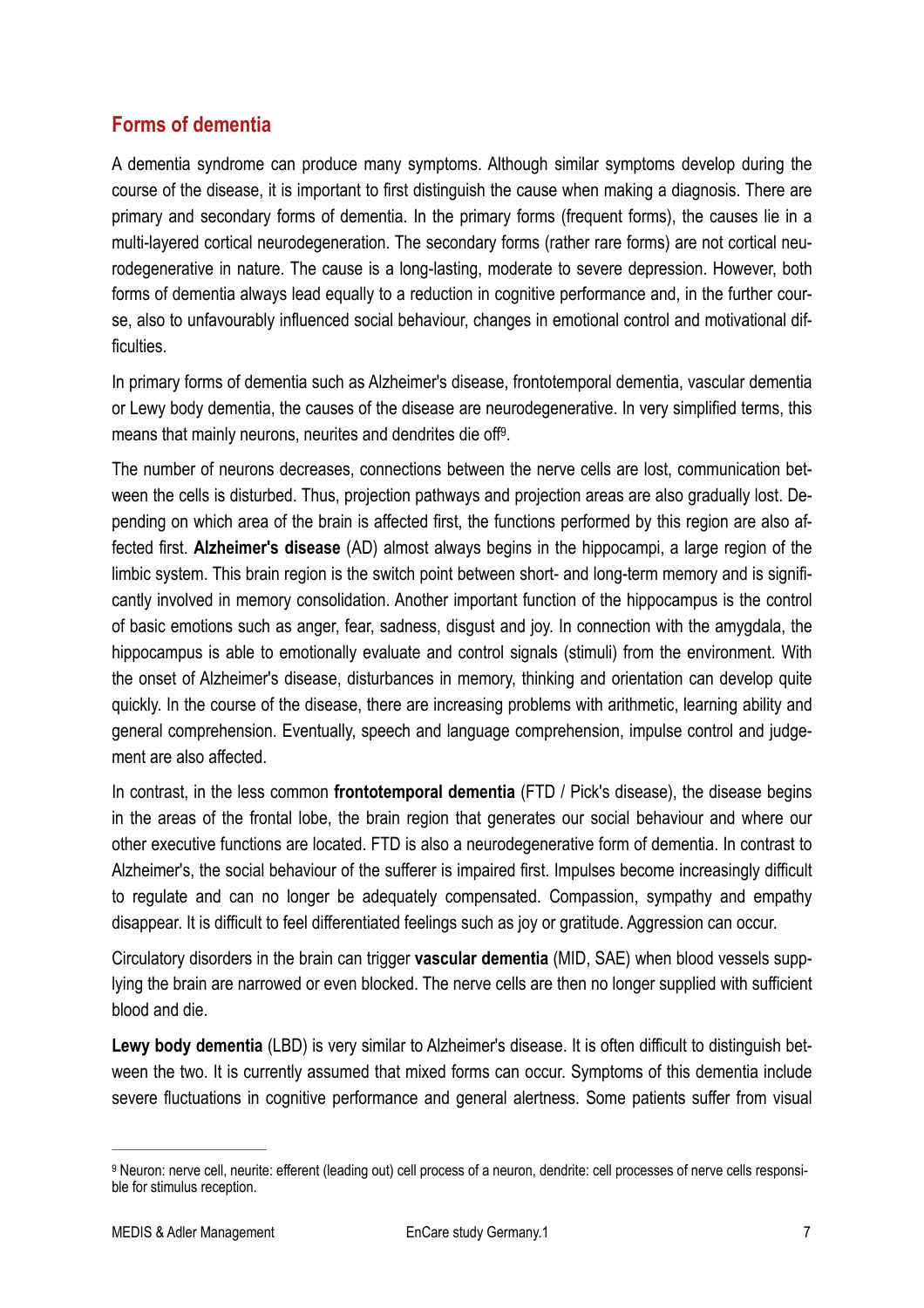## Forms of dementia

A dementia syndrome can produce many symptoms. Although similar symptoms develop during the course of the disease, it is important to first distinguish the cause when making a diagnosis. There are primary and secondary forms of dementia. In the primary forms (frequent forms), the causes lie in a multi-layered cortical neurodegeneration. The secondary forms (rather rare forms) are not cortical neurodegenerative in nature. The cause is a long-lasting, moderate to severe depression. However, both forms of dementia always lead equally to a reduction in cognitive performance and, in the further course, also to unfavourably influenced social behaviour, changes in emotional control and motivational difficulties.

In primary forms of dementia such as Alzheimer's disease, frontotemporal dementia, vascular dementia or Lewy body dementia, the causes of the disease are neurodegenerative. In very simplified terms, this means that mainly neurons, neurites and dendrites die off[9].

The number of neurons decreases, connections between the nerve cells are lost, communication between the cells is disturbed. Thus, projection pathways and projection areas are also gradually lost. Depending on which area of the brain is affected first, the functions performed by this region are also affected first. **Alzheimer's disease** (AD) almost always begins in the hippocampi, a large region of the limbic system. This brain region is the switch point between short- and long-term memory and is significantly involved in memory consolidation. Another important function of the hippocampus is the control of basic emotions such as anger, fear, sadness, disgust and joy. In connection with the amygdala, the hippocampus is able to emotionally evaluate and control signals (stimuli) from the environment. With the onset of Alzheimer's disease, disturbances in memory, thinking and orientation can develop quite quickly. In the course of the disease, there are increasing problems with arithmetic, learning ability and general comprehension. Eventually, speech and language comprehension, impulse control and judgement are also affected.

In contrast, in the less common **frontotemporal dementia** (FTD / Pick's disease), the disease begins in the areas of the frontal lobe, the brain region that generates our social behaviour and where our other executive functions are located. FTD is also a neurodegenerative form of dementia. In contrast to Alzheimer's, the social behaviour of the sufferer is impaired first. Impulses become increasingly difficult to regulate and can no longer be adequately compensated. Compassion, sympathy and empathy disappear. It is difficult to feel differentiated feelings such as joy or gratitude. Aggression can occur.

Circulatory disorders in the brain can trigger **vascular dementia** (MID, SAE) when blood vessels supplying the brain are narrowed or even blocked. The nerve cells are then no longer supplied with sufficient blood and die.

**Lewy body dementia** (LBD) is very similar to Alzheimer's disease. It is often difficult to distinguish between the two. It is currently assumed that mixed forms can occur. Symptoms of this dementia include severe fluctuations in cognitive performance and general alertness. Some patients suffer from visual

---

[9] Neuron: nerve cell, neurite: efferent (leading out) cell process of a neuron, dendrite: cell processes of nerve cells responsible for stimulus reception.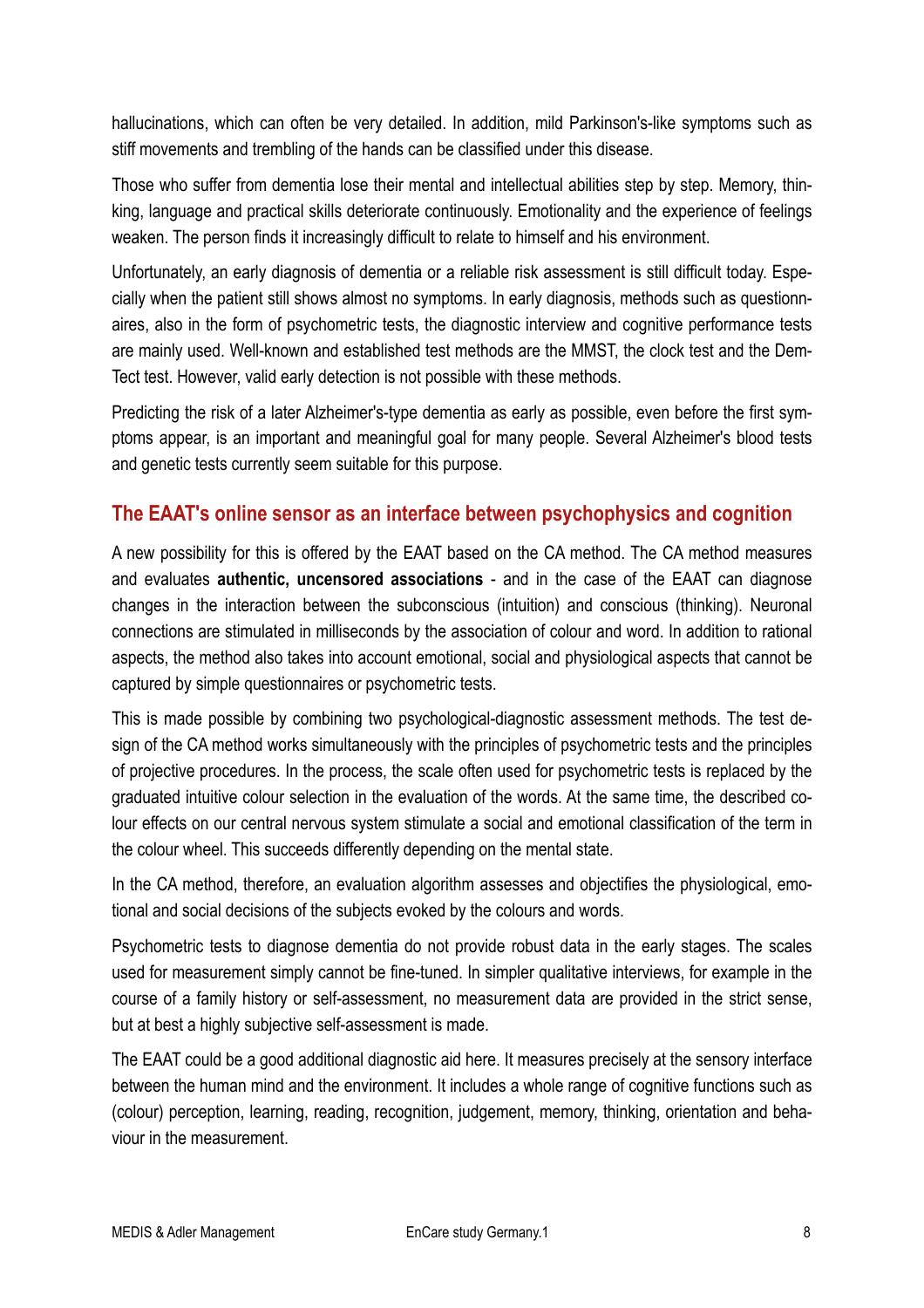hallucinations, which can often be very detailed. In addition, mild Parkinson's-like symptoms such as stiff movements and trembling of the hands can be classified under this disease.

Those who suffer from dementia lose their mental and intellectual abilities step by step. Memory, thinking, language and practical skills deteriorate continuously. Emotionality and the experience of feelings weaken. The person finds it increasingly difficult to relate to himself and his environment.

Unfortunately, an early diagnosis of dementia or a reliable risk assessment is still difficult today. Especially when the patient still shows almost no symptoms. In early diagnosis, methods such as questionnaires, also in the form of psychometric tests, the diagnostic interview and cognitive performance tests are mainly used. Well-known and established test methods are the MMST, the clock test and the DemTect test. However, valid early detection is not possible with these methods.

Predicting the risk of a later Alzheimer's-type dementia as early as possible, even before the first symptoms appear, is an important and meaningful goal for many people. Several Alzheimer's blood tests and genetic tests currently seem suitable for this purpose.

## The EAAT's online sensor as an interface between psychophysics and cognition

A new possibility for this is offered by the EAAT based on the CA method. The CA method measures and evaluates **authentic, uncensored associations** - and in the case of the EAAT can diagnose changes in the interaction between the subconscious (intuition) and conscious (thinking). Neuronal connections are stimulated in milliseconds by the association of colour and word. In addition to rational aspects, the method also takes into account emotional, social and physiological aspects that cannot be captured by simple questionnaires or psychometric tests.

This is made possible by combining two psychological-diagnostic assessment methods. The test design of the CA method works simultaneously with the principles of psychometric tests and the principles of projective procedures. In the process, the scale often used for psychometric tests is replaced by the graduated intuitive colour selection in the evaluation of the words. At the same time, the described colour effects on our central nervous system stimulate a social and emotional classification of the term in the colour wheel. This succeeds differently depending on the mental state.

In the CA method, therefore, an evaluation algorithm assesses and objectifies the physiological, emotional and social decisions of the subjects evoked by the colours and words.

Psychometric tests to diagnose dementia do not provide robust data in the early stages. The scales used for measurement simply cannot be fine-tuned. In simpler qualitative interviews, for example in the course of a family history or self-assessment, no measurement data are provided in the strict sense, but at best a highly subjective self-assessment is made.

The EAAT could be a good additional diagnostic aid here. It measures precisely at the sensory interface between the human mind and the environment. It includes a whole range of cognitive functions such as (colour) perception, learning, reading, recognition, judgement, memory, thinking, orientation and behaviour in the measurement.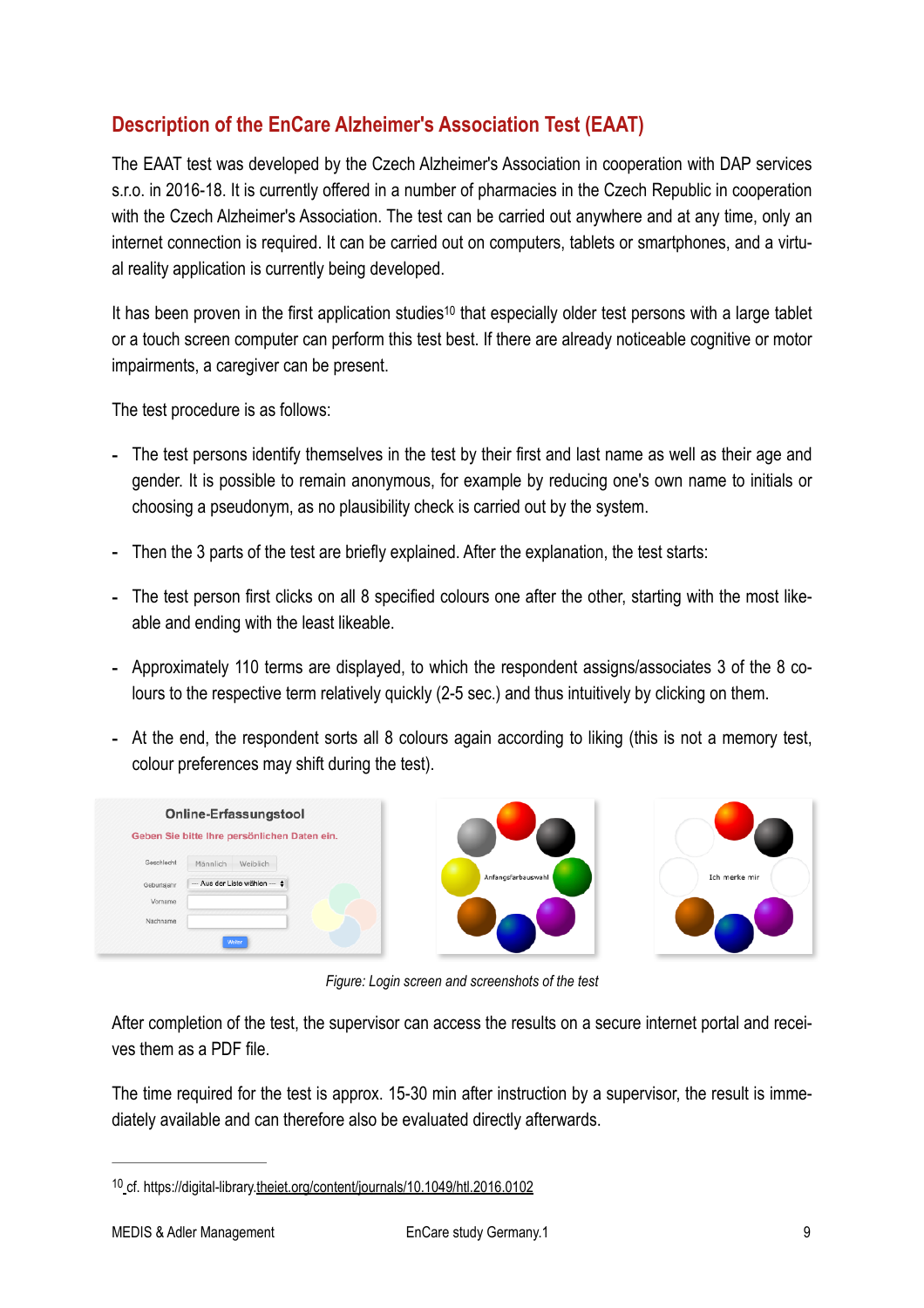## Description of the EnCare Alzheimer's Association Test (EAAT)

The EAAT test was developed by the Czech Alzheimer's Association in cooperation with DAP services s.r.o. in 2016-18. It is currently offered in a number of pharmacies in the Czech Republic in cooperation with the Czech Alzheimer's Association. The test can be carried out anywhere and at any time, only an internet connection is required. It can be carried out on computers, tablets or smartphones, and a virtual reality application is currently being developed.

It has been proven in the first application studies[10] that especially older test persons with a large tablet or a touch screen computer can perform this test best. If there are already noticeable cognitive or motor impairments, a caregiver can be present.

The test procedure is as follows:

- The test persons identify themselves in the test by their first and last name as well as their age and gender. It is possible to remain anonymous, for example by reducing one's own name to initials or choosing a pseudonym, as no plausibility check is carried out by the system.
- Then the 3 parts of the test are briefly explained. After the explanation, the test starts:
- The test person first clicks on all 8 specified colours one after the other, starting with the most likeable and ending with the least likeable.
- Approximately 110 terms are displayed, to which the respondent assigns/associates 3 of the 8 colours to the respective term relatively quickly (2-5 sec.) and thus intuitively by clicking on them.
- At the end, the respondent sorts all 8 colours again according to liking (this is not a memory test, colour preferences may shift during the test).

*Figure: Login screen and screenshots of the test*

After completion of the test, the supervisor can access the results on a secure internet portal and receives them as a PDF file.

The time required for the test is approx. 15-30 min after instruction by a supervisor, the result is immediately available and can therefore also be evaluated directly afterwards.

---

[10] cf. https://digital-library.theiet.org/content/journals/10.1049/htl.2016.0102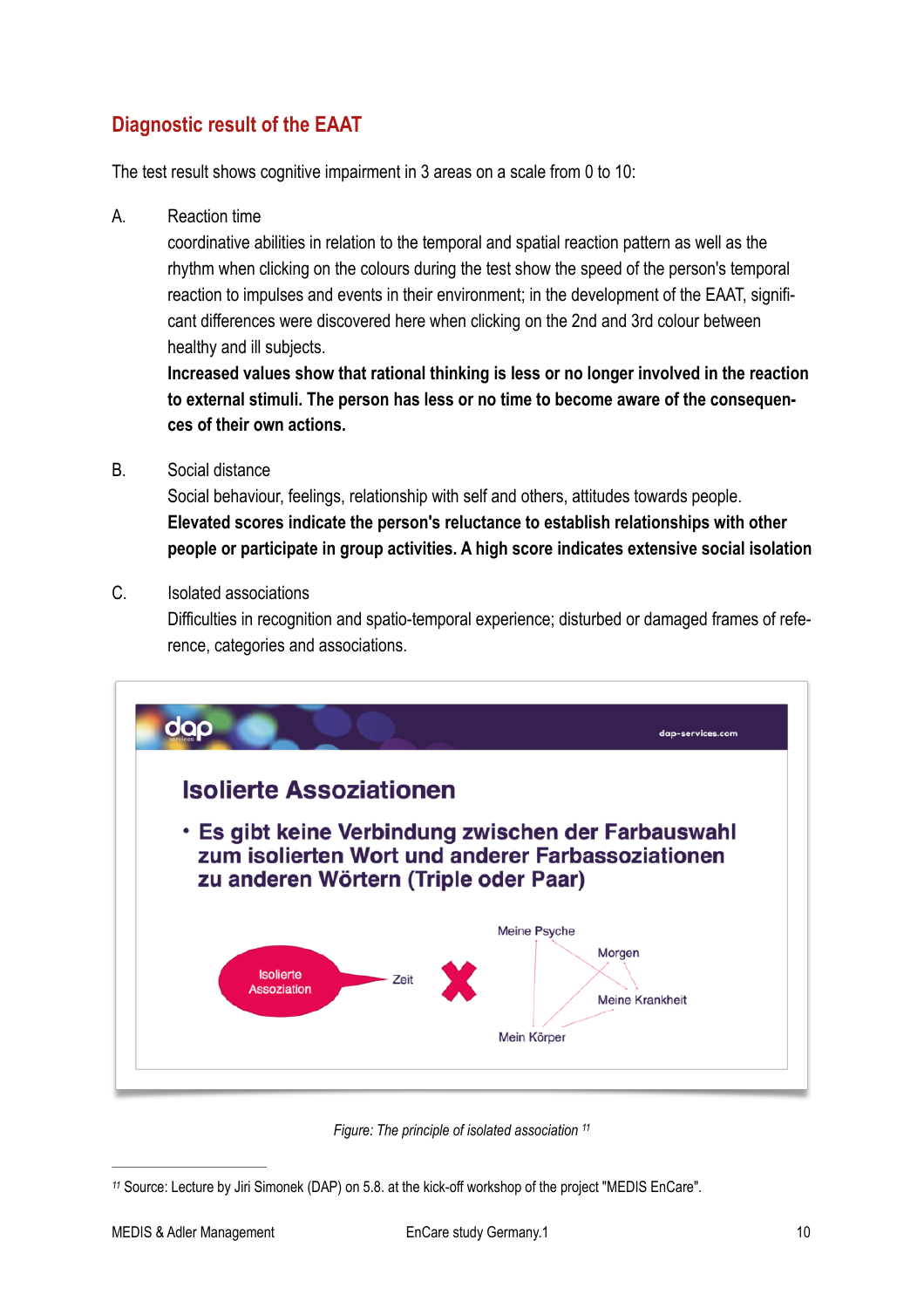## Diagnostic result of the EAAT

The test result shows cognitive impairment in 3 areas on a scale from 0 to 10:

A. Reaction time
coordinative abilities in relation to the temporal and spatial reaction pattern as well as the rhythm when clicking on the colours during the test show the speed of the person's temporal reaction to impulses and events in their environment; in the development of the EAAT, significant differences were discovered here when clicking on the 2nd and 3rd colour between healthy and ill subjects.
**Increased values show that rational thinking is less or no longer involved in the reaction to external stimuli. The person has less or no time to become aware of the consequences of their own actions.**

B. Social distance
Social behaviour, feelings, relationship with self and others, attitudes towards people.
**Elevated scores indicate the person's reluctance to establish relationships with other people or participate in group activities. A high score indicates extensive social isolation**

C. Isolated associations
Difficulties in recognition and spatio-temporal experience; disturbed or damaged frames of reference, categories and associations.

dap — dap-services.com

**Isolierte Assoziationen**

- **Es gibt keine Verbindung zwischen der Farbauswahl zum isolierten Wort und anderer Farbassoziationen zu anderen Wörtern (Triple oder Paar)**

Isolierte Assoziation — Zeit ✗ Meine Psyche, Morgen, Meine Krankheit, Mein Körper

*Figure: The principle of isolated association* [11]

[11] Source: Lecture by Jiri Simonek (DAP) on 5.8. at the kick-off workshop of the project "MEDIS EnCare".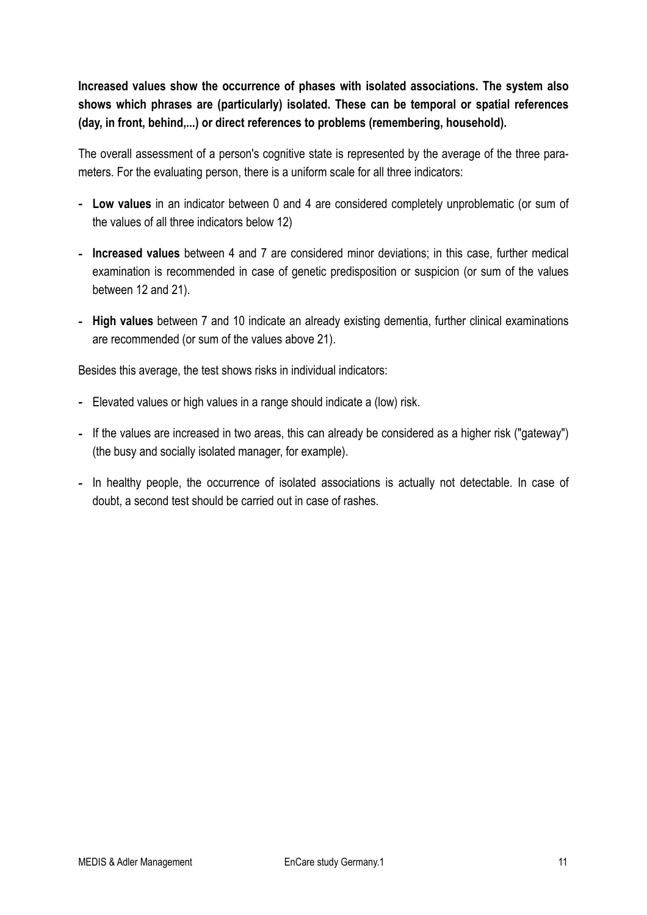**Increased values show the occurrence of phases with isolated associations. The system also shows which phrases are (particularly) isolated. These can be temporal or spatial references (day, in front, behind,...) or direct references to problems (remembering, household).**

The overall assessment of a person's cognitive state is represented by the average of the three parameters. For the evaluating person, there is a uniform scale for all three indicators:

- **Low values** in an indicator between 0 and 4 are considered completely unproblematic (or sum of the values of all three indicators below 12)
- **Increased values** between 4 and 7 are considered minor deviations; in this case, further medical examination is recommended in case of genetic predisposition or suspicion (or sum of the values between 12 and 21).
- **High values** between 7 and 10 indicate an already existing dementia, further clinical examinations are recommended (or sum of the values above 21).

Besides this average, the test shows risks in individual indicators:

- Elevated values or high values in a range should indicate a (low) risk.
- If the values are increased in two areas, this can already be considered as a higher risk ("gateway") (the busy and socially isolated manager, for example).
- In healthy people, the occurrence of isolated associations is actually not detectable. In case of doubt, a second test should be carried out in case of rashes.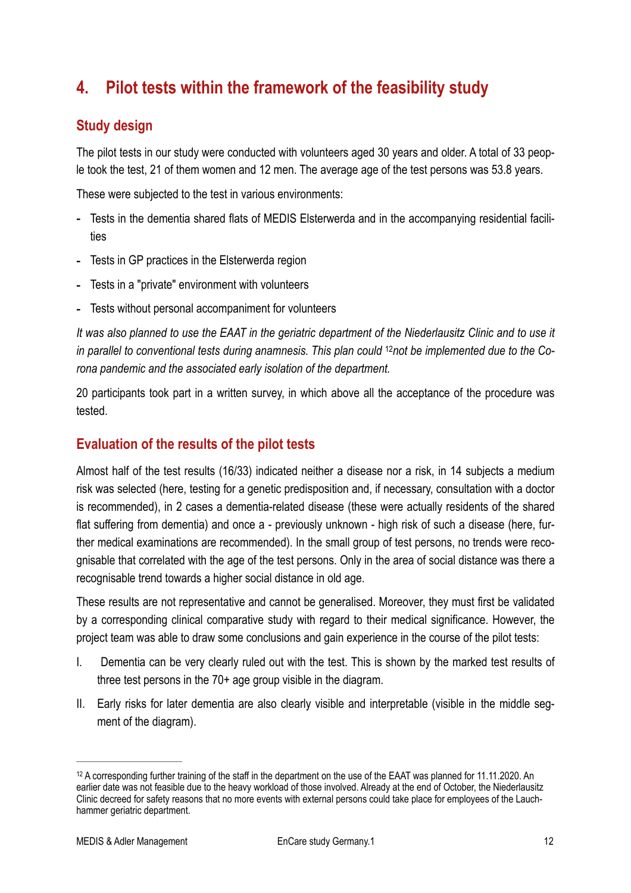# 4. Pilot tests within the framework of the feasibility study

## Study design

The pilot tests in our study were conducted with volunteers aged 30 years and older. A total of 33 people took the test, 21 of them women and 12 men. The average age of the test persons was 53.8 years.

These were subjected to the test in various environments:

- Tests in the dementia shared flats of MEDIS Elsterwerda and in the accompanying residential facilities
- Tests in GP practices in the Elsterwerda region
- Tests in a "private" environment with volunteers
- Tests without personal accompaniment for volunteers

*It was also planned to use the EAAT in the geriatric department of the Niederlausitz Clinic and to use it in parallel to conventional tests during anamnesis. This plan could* [12]*not be implemented due to the Corona pandemic and the associated early isolation of the department.*

20 participants took part in a written survey, in which above all the acceptance of the procedure was tested.

## Evaluation of the results of the pilot tests

Almost half of the test results (16/33) indicated neither a disease nor a risk, in 14 subjects a medium risk was selected (here, testing for a genetic predisposition and, if necessary, consultation with a doctor is recommended), in 2 cases a dementia-related disease (these were actually residents of the shared flat suffering from dementia) and once a - previously unknown - high risk of such a disease (here, further medical examinations are recommended). In the small group of test persons, no trends were recognisable that correlated with the age of the test persons. Only in the area of social distance was there a recognisable trend towards a higher social distance in old age.

These results are not representative and cannot be generalised. Moreover, they must first be validated by a corresponding clinical comparative study with regard to their medical significance. However, the project team was able to draw some conclusions and gain experience in the course of the pilot tests:

I. Dementia can be very clearly ruled out with the test. This is shown by the marked test results of three test persons in the 70+ age group visible in the diagram.

II. Early risks for later dementia are also clearly visible and interpretable (visible in the middle segment of the diagram).

---

[12] A corresponding further training of the staff in the department on the use of the EAAT was planned for 11.11.2020. An earlier date was not feasible due to the heavy workload of those involved. Already at the end of October, the Niederlausitz Clinic decreed for safety reasons that no more events with external persons could take place for employees of the Lauchhammer geriatric department.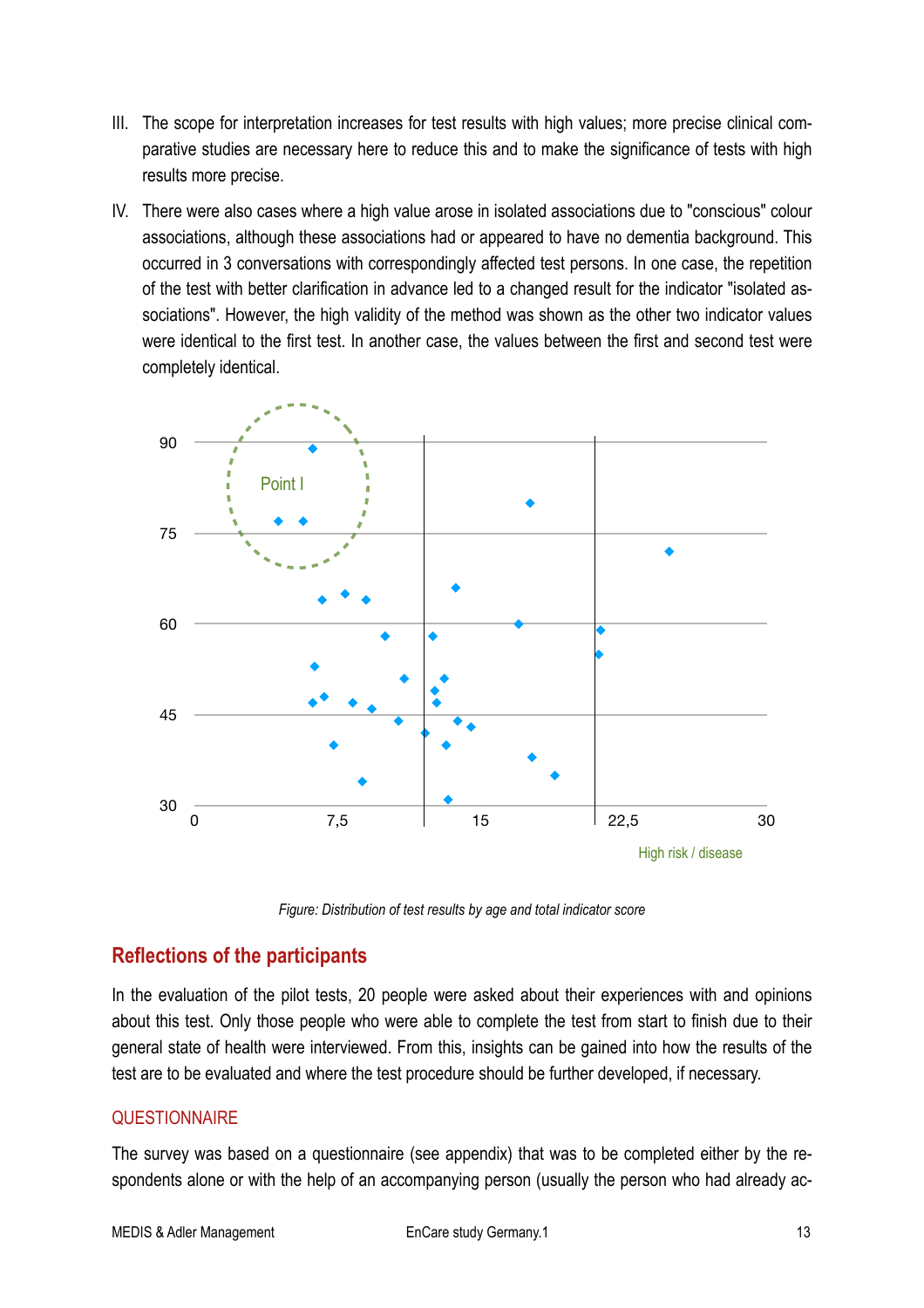III. The scope for interpretation increases for test results with high values; more precise clinical comparative studies are necessary here to reduce this and to make the significance of tests with high results more precise.

IV. There were also cases where a high value arose in isolated associations due to "conscious" colour associations, although these associations had or appeared to have no dementia background. This occurred in 3 conversations with correspondingly affected test persons. In one case, the repetition of the test with better clarification in advance led to a changed result for the indicator "isolated associations". However, the high validity of the method was shown as the other two indicator values were identical to the first test. In another case, the values between the first and second test were completely identical.

*Figure: Distribution of test results by age and total indicator score*

## Reflections of the participants

In the evaluation of the pilot tests, 20 people were asked about their experiences with and opinions about this test. Only those people who were able to complete the test from start to finish due to their general state of health were interviewed. From this, insights can be gained into how the results of the test are to be evaluated and where the test procedure should be further developed, if necessary.

### QUESTIONNAIRE

The survey was based on a questionnaire (see appendix) that was to be completed either by the respondents alone or with the help of an accompanying person (usually the person who had already ac-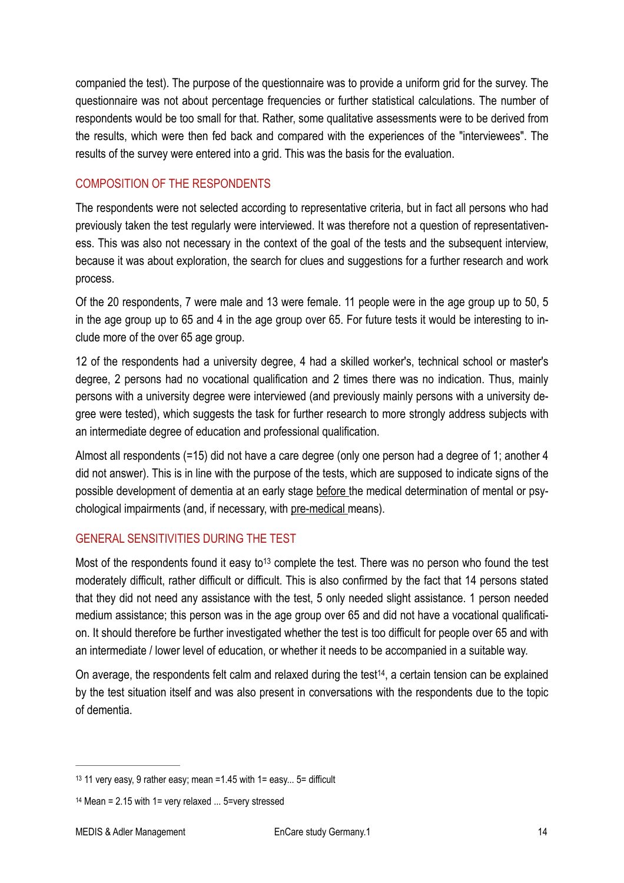companied the test). The purpose of the questionnaire was to provide a uniform grid for the survey. The questionnaire was not about percentage frequencies or further statistical calculations. The number of respondents would be too small for that. Rather, some qualitative assessments were to be derived from the results, which were then fed back and compared with the experiences of the "interviewees". The results of the survey were entered into a grid. This was the basis for the evaluation.

## COMPOSITION OF THE RESPONDENTS

The respondents were not selected according to representative criteria, but in fact all persons who had previously taken the test regularly were interviewed. It was therefore not a question of representativeness. This was also not necessary in the context of the goal of the tests and the subsequent interview, because it was about exploration, the search for clues and suggestions for a further research and work process.

Of the 20 respondents, 7 were male and 13 were female. 11 people were in the age group up to 50, 5 in the age group up to 65 and 4 in the age group over 65. For future tests it would be interesting to include more of the over 65 age group.

12 of the respondents had a university degree, 4 had a skilled worker's, technical school or master's degree, 2 persons had no vocational qualification and 2 times there was no indication. Thus, mainly persons with a university degree were interviewed (and previously mainly persons with a university degree were tested), which suggests the task for further research to more strongly address subjects with an intermediate degree of education and professional qualification.

Almost all respondents (=15) did not have a care degree (only one person had a degree of 1; another 4 did not answer). This is in line with the purpose of the tests, which are supposed to indicate signs of the possible development of dementia at an early stage before the medical determination of mental or psychological impairments (and, if necessary, with pre-medical means).

## GENERAL SENSITIVITIES DURING THE TEST

Most of the respondents found it easy to[13] complete the test. There was no person who found the test moderately difficult, rather difficult or difficult. This is also confirmed by the fact that 14 persons stated that they did not need any assistance with the test, 5 only needed slight assistance. 1 person needed medium assistance; this person was in the age group over 65 and did not have a vocational qualification. It should therefore be further investigated whether the test is too difficult for people over 65 and with an intermediate / lower level of education, or whether it needs to be accompanied in a suitable way.

On average, the respondents felt calm and relaxed during the test[14], a certain tension can be explained by the test situation itself and was also present in conversations with the respondents due to the topic of dementia.

---

[13] 11 very easy, 9 rather easy; mean =1.45 with 1= easy... 5= difficult

[14] Mean = 2.15 with 1= very relaxed ... 5=very stressed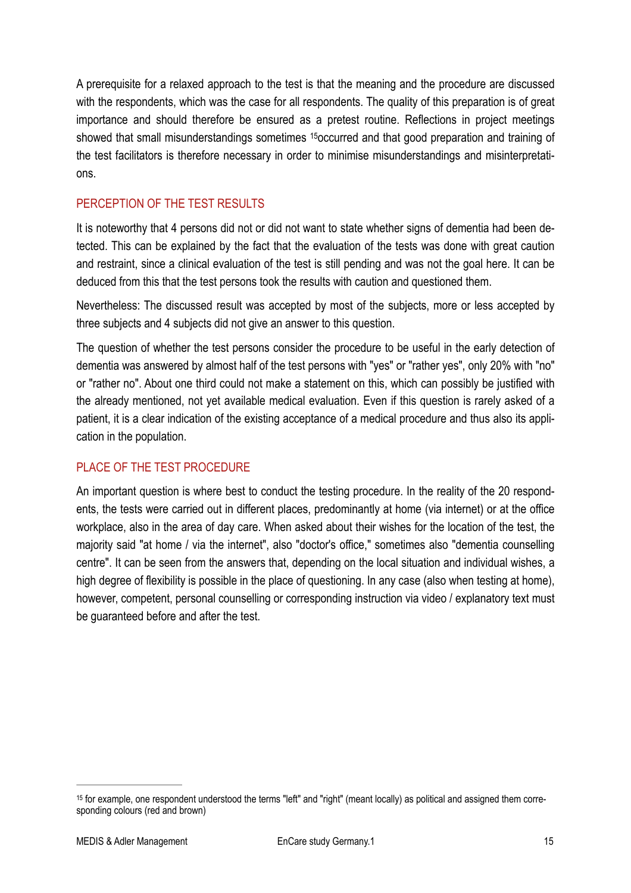A prerequisite for a relaxed approach to the test is that the meaning and the procedure are discussed with the respondents, which was the case for all respondents. The quality of this preparation is of great importance and should therefore be ensured as a pretest routine. Reflections in project meetings showed that small misunderstandings sometimes [15]occurred and that good preparation and training of the test facilitators is therefore necessary in order to minimise misunderstandings and misinterpretations.

## PERCEPTION OF THE TEST RESULTS

It is noteworthy that 4 persons did not or did not want to state whether signs of dementia had been detected. This can be explained by the fact that the evaluation of the tests was done with great caution and restraint, since a clinical evaluation of the test is still pending and was not the goal here. It can be deduced from this that the test persons took the results with caution and questioned them.

Nevertheless: The discussed result was accepted by most of the subjects, more or less accepted by three subjects and 4 subjects did not give an answer to this question.

The question of whether the test persons consider the procedure to be useful in the early detection of dementia was answered by almost half of the test persons with "yes" or "rather yes", only 20% with "no" or "rather no". About one third could not make a statement on this, which can possibly be justified with the already mentioned, not yet available medical evaluation. Even if this question is rarely asked of a patient, it is a clear indication of the existing acceptance of a medical procedure and thus also its application in the population.

## PLACE OF THE TEST PROCEDURE

An important question is where best to conduct the testing procedure. In the reality of the 20 respondents, the tests were carried out in different places, predominantly at home (via internet) or at the office workplace, also in the area of day care. When asked about their wishes for the location of the test, the majority said "at home / via the internet", also "doctor's office," sometimes also "dementia counselling centre". It can be seen from the answers that, depending on the local situation and individual wishes, a high degree of flexibility is possible in the place of questioning. In any case (also when testing at home), however, competent, personal counselling or corresponding instruction via video / explanatory text must be guaranteed before and after the test.

---

[15] for example, one respondent understood the terms "left" and "right" (meant locally) as political and assigned them corresponding colours (red and brown)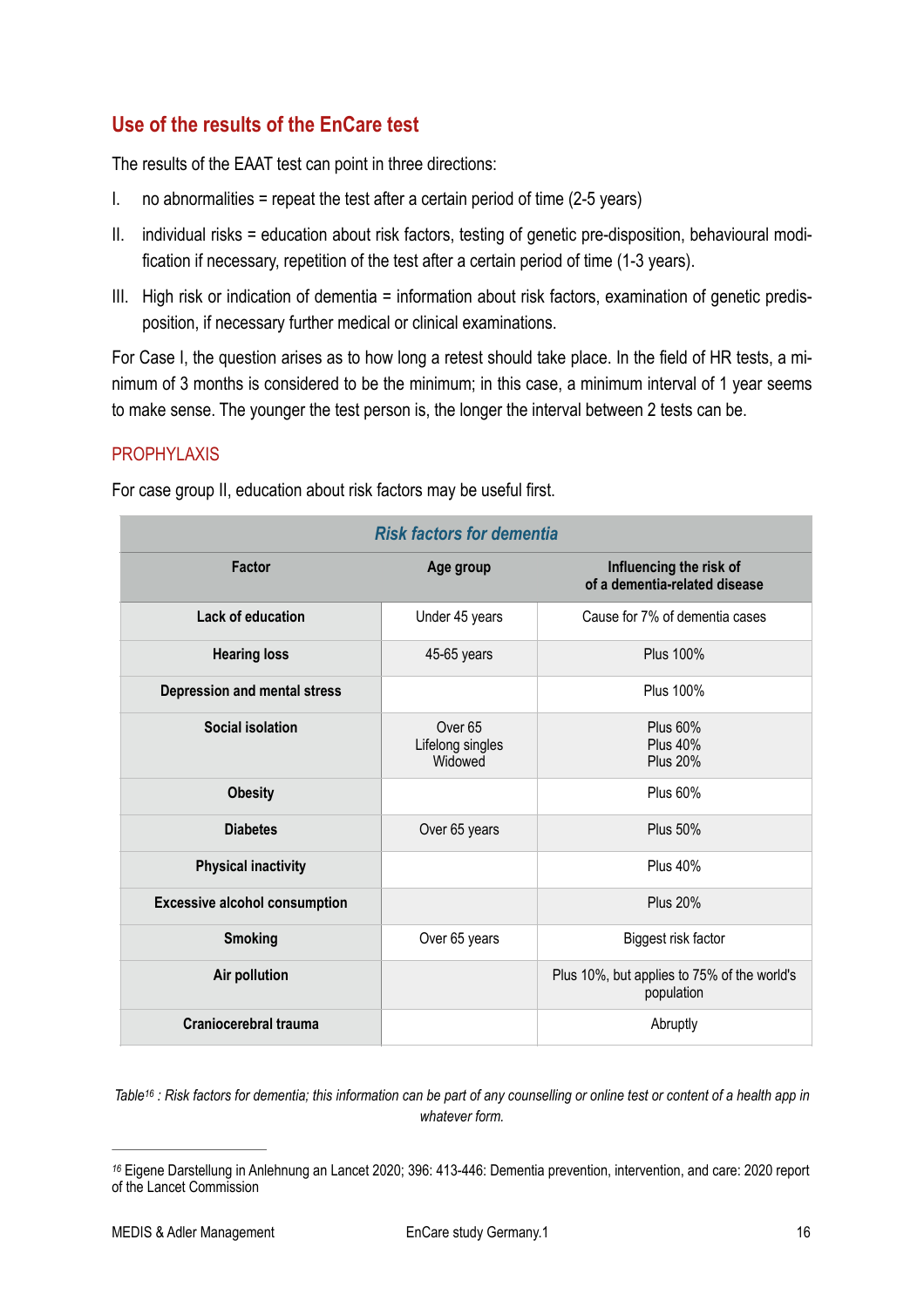## Use of the results of the EnCare test

The results of the EAAT test can point in three directions:

I. no abnormalities = repeat the test after a certain period of time (2-5 years)

II. individual risks = education about risk factors, testing of genetic pre-disposition, behavioural modification if necessary, repetition of the test after a certain period of time (1-3 years).

III. High risk or indication of dementia = information about risk factors, examination of genetic predisposition, if necessary further medical or clinical examinations.

For Case I, the question arises as to how long a retest should take place. In the field of HR tests, a minimum of 3 months is considered to be the minimum; in this case, a minimum interval of 1 year seems to make sense. The younger the test person is, the longer the interval between 2 tests can be.

### PROPHYLAXIS

For case group II, education about risk factors may be useful first.

| ***Risk factors for dementia*** | | |
|---|---|---|
| **Factor** | **Age group** | **Influencing the risk of of a dementia-related disease** |
| **Lack of education** | Under 45 years | Cause for 7% of dementia cases |
| **Hearing loss** | 45-65 years | Plus 100% |
| **Depression and mental stress** | | Plus 100% |
| **Social isolation** | Over 65<br>Lifelong singles<br>Widowed | Plus 60%<br>Plus 40%<br>Plus 20% |
| **Obesity** | | Plus 60% |
| **Diabetes** | Over 65 years | Plus 50% |
| **Physical inactivity** | | Plus 40% |
| **Excessive alcohol consumption** | | Plus 20% |
| **Smoking** | Over 65 years | Biggest risk factor |
| **Air pollution** | | Plus 10%, but applies to 75% of the world's population |
| **Craniocerebral trauma** | | Abruptly |

*Table[16] : Risk factors for dementia; this information can be part of any counselling or online test or content of a health app in whatever form.*

[16] Eigene Darstellung in Anlehnung an Lancet 2020; 396: 413-446: Dementia prevention, intervention, and care: 2020 report of the Lancet Commission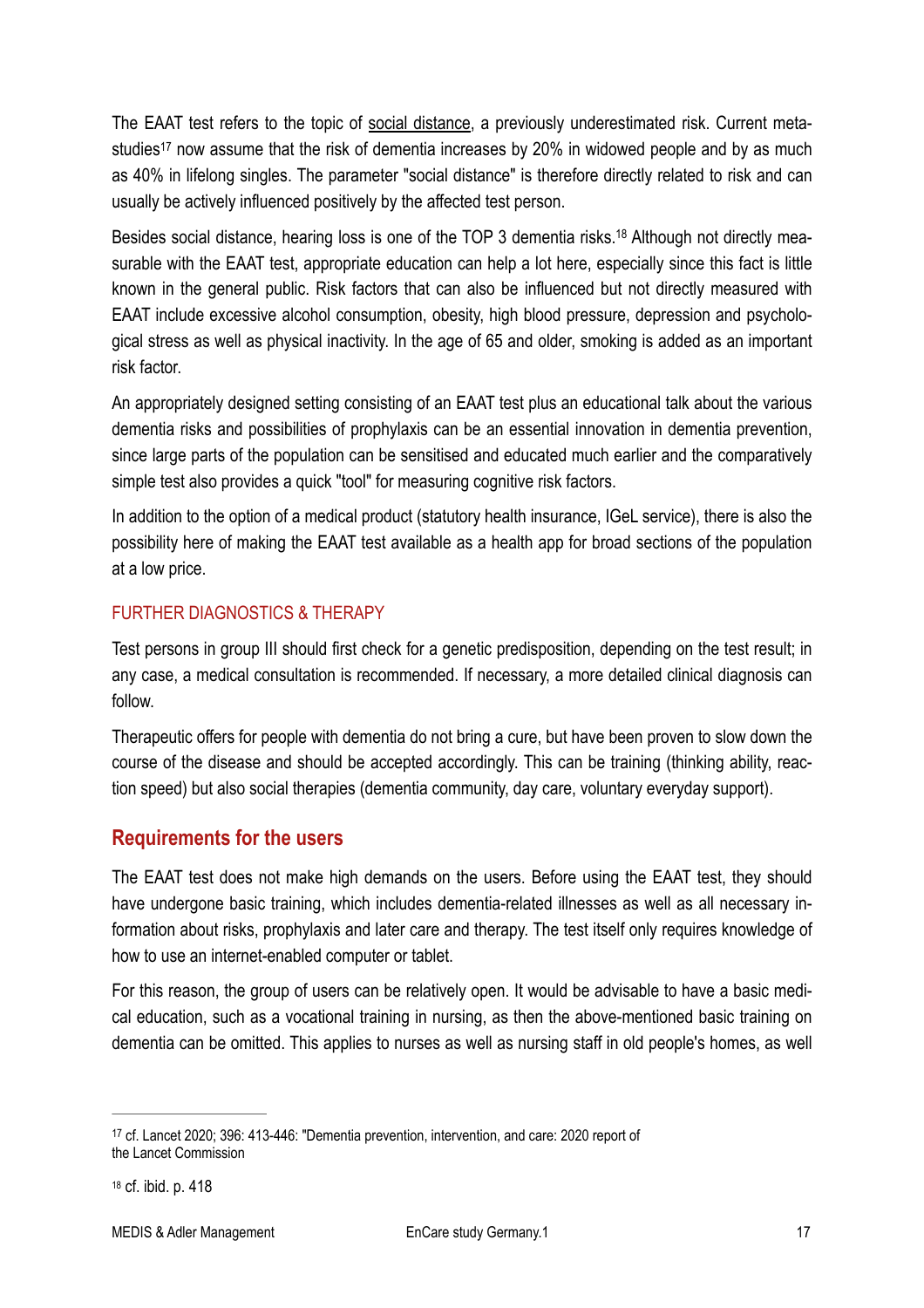The EAAT test refers to the topic of social distance, a previously underestimated risk. Current meta-studies[17] now assume that the risk of dementia increases by 20% in widowed people and by as much as 40% in lifelong singles. The parameter "social distance" is therefore directly related to risk and can usually be actively influenced positively by the affected test person.

Besides social distance, hearing loss is one of the TOP 3 dementia risks.[18] Although not directly measurable with the EAAT test, appropriate education can help a lot here, especially since this fact is little known in the general public. Risk factors that can also be influenced but not directly measured with EAAT include excessive alcohol consumption, obesity, high blood pressure, depression and psychological stress as well as physical inactivity. In the age of 65 and older, smoking is added as an important risk factor.

An appropriately designed setting consisting of an EAAT test plus an educational talk about the various dementia risks and possibilities of prophylaxis can be an essential innovation in dementia prevention, since large parts of the population can be sensitised and educated much earlier and the comparatively simple test also provides a quick "tool" for measuring cognitive risk factors.

In addition to the option of a medical product (statutory health insurance, IGeL service), there is also the possibility here of making the EAAT test available as a health app for broad sections of the population at a low price.

### FURTHER DIAGNOSTICS & THERAPY

Test persons in group III should first check for a genetic predisposition, depending on the test result; in any case, a medical consultation is recommended. If necessary, a more detailed clinical diagnosis can follow.

Therapeutic offers for people with dementia do not bring a cure, but have been proven to slow down the course of the disease and should be accepted accordingly. This can be training (thinking ability, reaction speed) but also social therapies (dementia community, day care, voluntary everyday support).

## Requirements for the users

The EAAT test does not make high demands on the users. Before using the EAAT test, they should have undergone basic training, which includes dementia-related illnesses as well as all necessary information about risks, prophylaxis and later care and therapy. The test itself only requires knowledge of how to use an internet-enabled computer or tablet.

For this reason, the group of users can be relatively open. It would be advisable to have a basic medical education, such as a vocational training in nursing, as then the above-mentioned basic training on dementia can be omitted. This applies to nurses as well as nursing staff in old people's homes, as well

---

[17] cf. Lancet 2020; 396: 413-446: "Dementia prevention, intervention, and care: 2020 report of the Lancet Commission

[18] cf. ibid. p. 418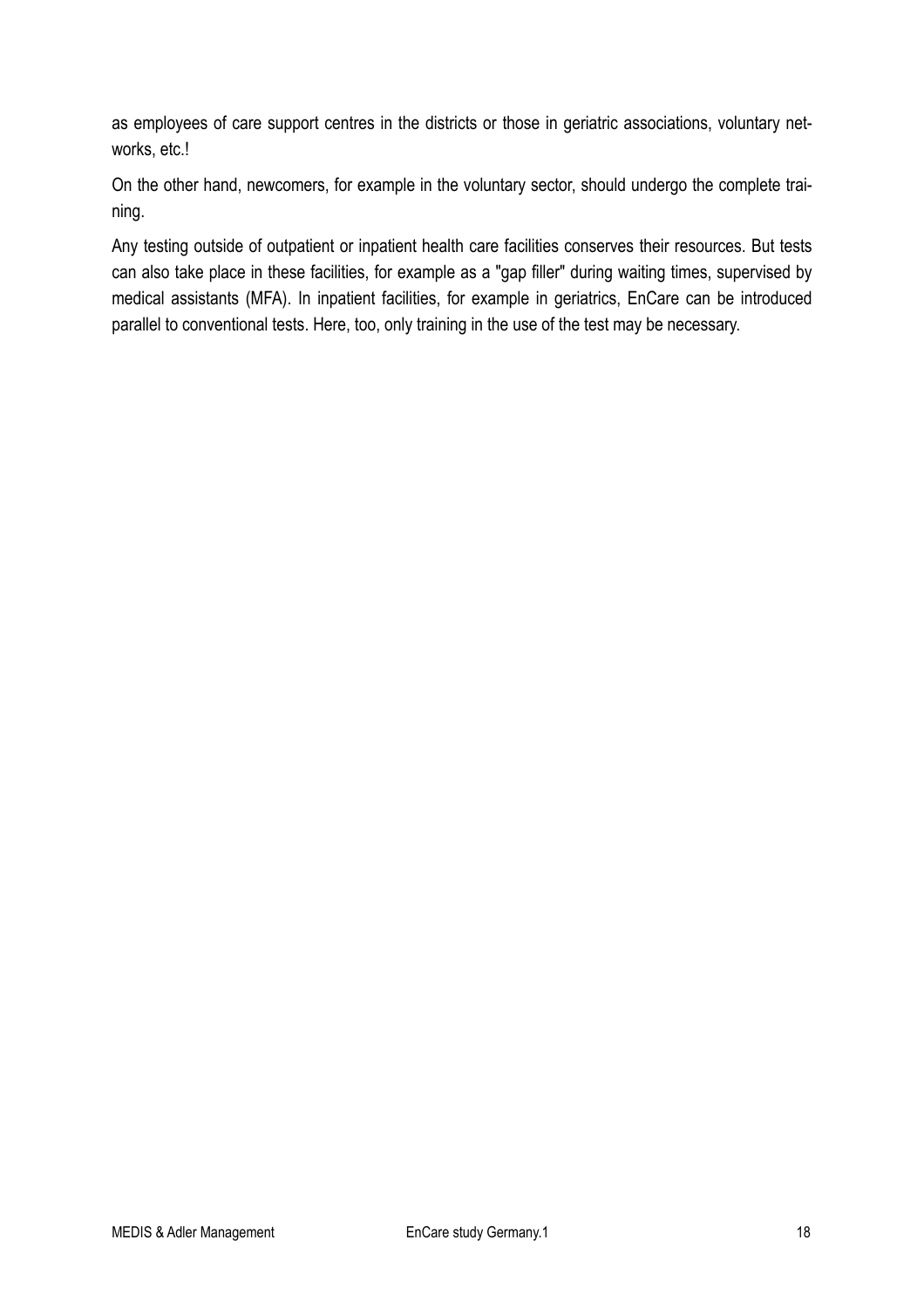as employees of care support centres in the districts or those in geriatric associations, voluntary networks, etc.!

On the other hand, newcomers, for example in the voluntary sector, should undergo the complete training.

Any testing outside of outpatient or inpatient health care facilities conserves their resources. But tests can also take place in these facilities, for example as a "gap filler" during waiting times, supervised by medical assistants (MFA). In inpatient facilities, for example in geriatrics, EnCare can be introduced parallel to conventional tests. Here, too, only training in the use of the test may be necessary.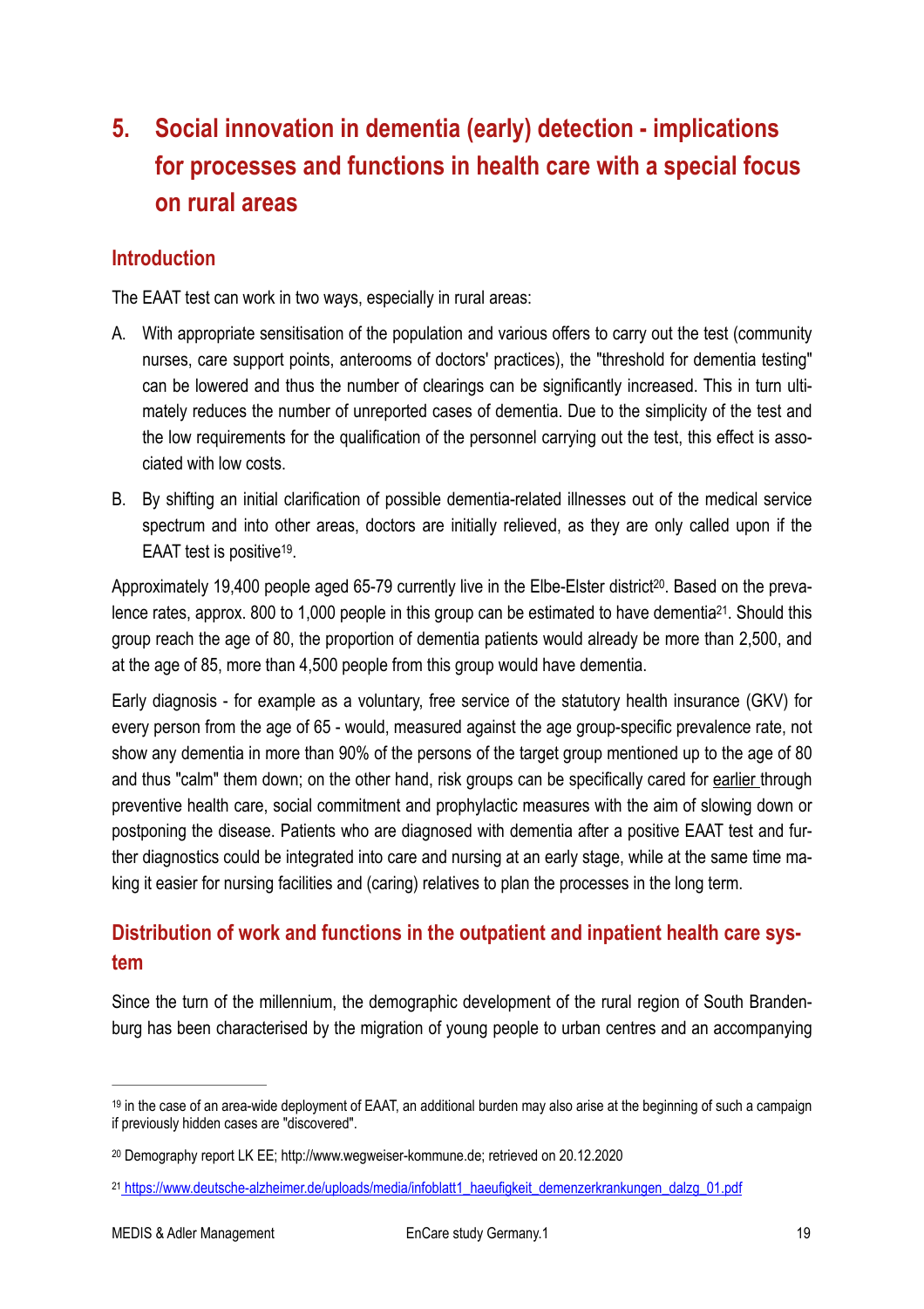# 5. Social innovation in dementia (early) detection - implications for processes and functions in health care with a special focus on rural areas

## Introduction

The EAAT test can work in two ways, especially in rural areas:

A. With appropriate sensitisation of the population and various offers to carry out the test (community nurses, care support points, anterooms of doctors' practices), the "threshold for dementia testing" can be lowered and thus the number of clearings can be significantly increased. This in turn ultimately reduces the number of unreported cases of dementia. Due to the simplicity of the test and the low requirements for the qualification of the personnel carrying out the test, this effect is associated with low costs.

B. By shifting an initial clarification of possible dementia-related illnesses out of the medical service spectrum and into other areas, doctors are initially relieved, as they are only called upon if the EAAT test is positive[19].

Approximately 19,400 people aged 65-79 currently live in the Elbe-Elster district[20]. Based on the prevalence rates, approx. 800 to 1,000 people in this group can be estimated to have dementia[21]. Should this group reach the age of 80, the proportion of dementia patients would already be more than 2,500, and at the age of 85, more than 4,500 people from this group would have dementia.

Early diagnosis - for example as a voluntary, free service of the statutory health insurance (GKV) for every person from the age of 65 - would, measured against the age group-specific prevalence rate, not show any dementia in more than 90% of the persons of the target group mentioned up to the age of 80 and thus "calm" them down; on the other hand, risk groups can be specifically cared for earlier through preventive health care, social commitment and prophylactic measures with the aim of slowing down or postponing the disease. Patients who are diagnosed with dementia after a positive EAAT test and further diagnostics could be integrated into care and nursing at an early stage, while at the same time making it easier for nursing facilities and (caring) relatives to plan the processes in the long term.

## Distribution of work and functions in the outpatient and inpatient health care system

Since the turn of the millennium, the demographic development of the rural region of South Brandenburg has been characterised by the migration of young people to urban centres and an accompanying

---

[19] in the case of an area-wide deployment of EAAT, an additional burden may also arise at the beginning of such a campaign if previously hidden cases are "discovered".

[20] Demography report LK EE; http://www.wegweiser-kommune.de; retrieved on 20.12.2020

[21] https://www.deutsche-alzheimer.de/uploads/media/infoblatt1_haeufigkeit_demenzerkrankungen_dalzg_01.pdf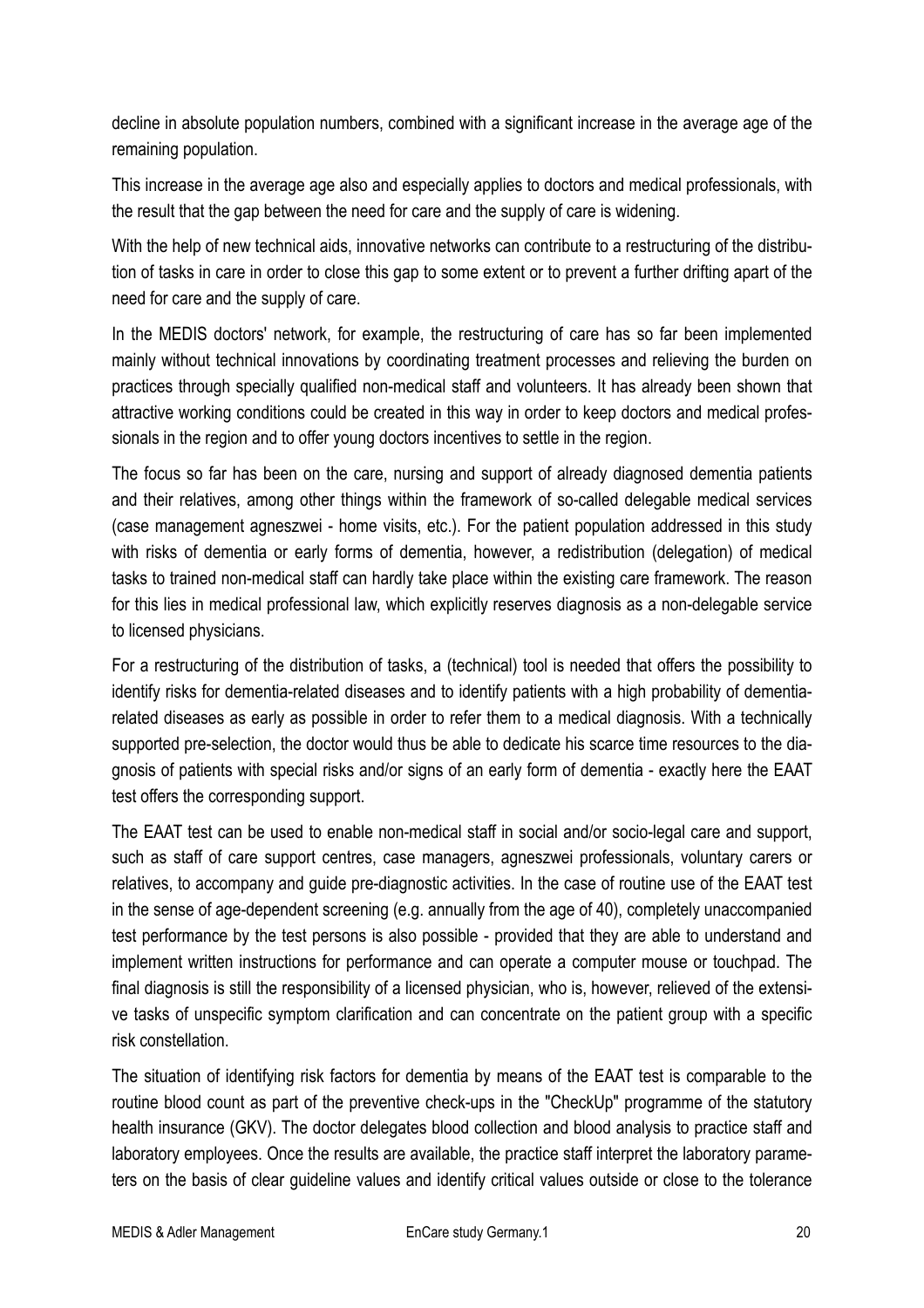decline in absolute population numbers, combined with a significant increase in the average age of the remaining population.

This increase in the average age also and especially applies to doctors and medical professionals, with the result that the gap between the need for care and the supply of care is widening.

With the help of new technical aids, innovative networks can contribute to a restructuring of the distribution of tasks in care in order to close this gap to some extent or to prevent a further drifting apart of the need for care and the supply of care.

In the MEDIS doctors' network, for example, the restructuring of care has so far been implemented mainly without technical innovations by coordinating treatment processes and relieving the burden on practices through specially qualified non-medical staff and volunteers. It has already been shown that attractive working conditions could be created in this way in order to keep doctors and medical professionals in the region and to offer young doctors incentives to settle in the region.

The focus so far has been on the care, nursing and support of already diagnosed dementia patients and their relatives, among other things within the framework of so-called delegable medical services (case management agneszwei - home visits, etc.). For the patient population addressed in this study with risks of dementia or early forms of dementia, however, a redistribution (delegation) of medical tasks to trained non-medical staff can hardly take place within the existing care framework. The reason for this lies in medical professional law, which explicitly reserves diagnosis as a non-delegable service to licensed physicians.

For a restructuring of the distribution of tasks, a (technical) tool is needed that offers the possibility to identify risks for dementia-related diseases and to identify patients with a high probability of dementia-related diseases as early as possible in order to refer them to a medical diagnosis. With a technically supported pre-selection, the doctor would thus be able to dedicate his scarce time resources to the diagnosis of patients with special risks and/or signs of an early form of dementia - exactly here the EAAT test offers the corresponding support.

The EAAT test can be used to enable non-medical staff in social and/or socio-legal care and support, such as staff of care support centres, case managers, agneszwei professionals, voluntary carers or relatives, to accompany and guide pre-diagnostic activities. In the case of routine use of the EAAT test in the sense of age-dependent screening (e.g. annually from the age of 40), completely unaccompanied test performance by the test persons is also possible - provided that they are able to understand and implement written instructions for performance and can operate a computer mouse or touchpad. The final diagnosis is still the responsibility of a licensed physician, who is, however, relieved of the extensive tasks of unspecific symptom clarification and can concentrate on the patient group with a specific risk constellation.

The situation of identifying risk factors for dementia by means of the EAAT test is comparable to the routine blood count as part of the preventive check-ups in the "CheckUp" programme of the statutory health insurance (GKV). The doctor delegates blood collection and blood analysis to practice staff and laboratory employees. Once the results are available, the practice staff interpret the laboratory parameters on the basis of clear guideline values and identify critical values outside or close to the tolerance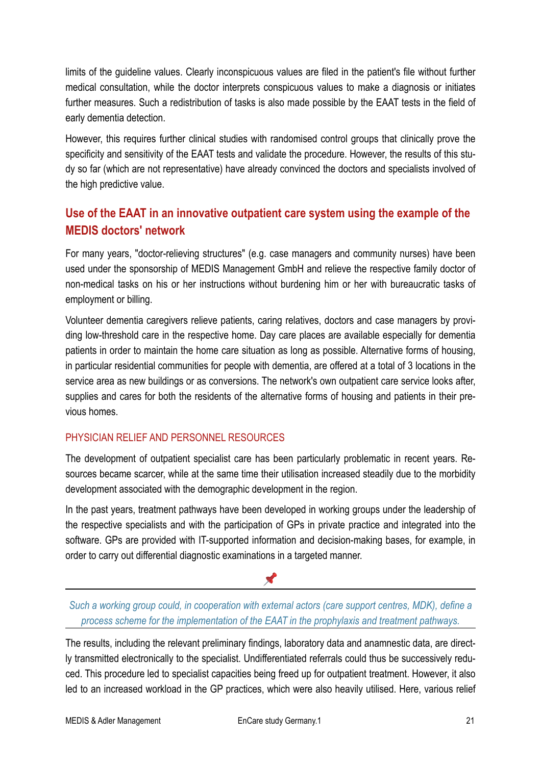limits of the guideline values. Clearly inconspicuous values are filed in the patient's file without further medical consultation, while the doctor interprets conspicuous values to make a diagnosis or initiates further measures. Such a redistribution of tasks is also made possible by the EAAT tests in the field of early dementia detection.

However, this requires further clinical studies with randomised control groups that clinically prove the specificity and sensitivity of the EAAT tests and validate the procedure. However, the results of this study so far (which are not representative) have already convinced the doctors and specialists involved of the high predictive value.

## Use of the EAAT in an innovative outpatient care system using the example of the MEDIS doctors' network

For many years, "doctor-relieving structures" (e.g. case managers and community nurses) have been used under the sponsorship of MEDIS Management GmbH and relieve the respective family doctor of non-medical tasks on his or her instructions without burdening him or her with bureaucratic tasks of employment or billing.

Volunteer dementia caregivers relieve patients, caring relatives, doctors and case managers by providing low-threshold care in the respective home. Day care places are available especially for dementia patients in order to maintain the home care situation as long as possible. Alternative forms of housing, in particular residential communities for people with dementia, are offered at a total of 3 locations in the service area as new buildings or as conversions. The network's own outpatient care service looks after, supplies and cares for both the residents of the alternative forms of housing and patients in their previous homes.

### PHYSICIAN RELIEF AND PERSONNEL RESOURCES

The development of outpatient specialist care has been particularly problematic in recent years. Resources became scarcer, while at the same time their utilisation increased steadily due to the morbidity development associated with the demographic development in the region.

In the past years, treatment pathways have been developed in working groups under the leadership of the respective specialists and with the participation of GPs in private practice and integrated into the software. GPs are provided with IT-supported information and decision-making bases, for example, in order to carry out differential diagnostic examinations in a targeted manner.

---

*Such a working group could, in cooperation with external actors (care support centres, MDK), define a process scheme for the implementation of the EAAT in the prophylaxis and treatment pathways.*

---

The results, including the relevant preliminary findings, laboratory data and anamnestic data, are directly transmitted electronically to the specialist. Undifferentiated referrals could thus be successively reduced. This procedure led to specialist capacities being freed up for outpatient treatment. However, it also led to an increased workload in the GP practices, which were also heavily utilised. Here, various relief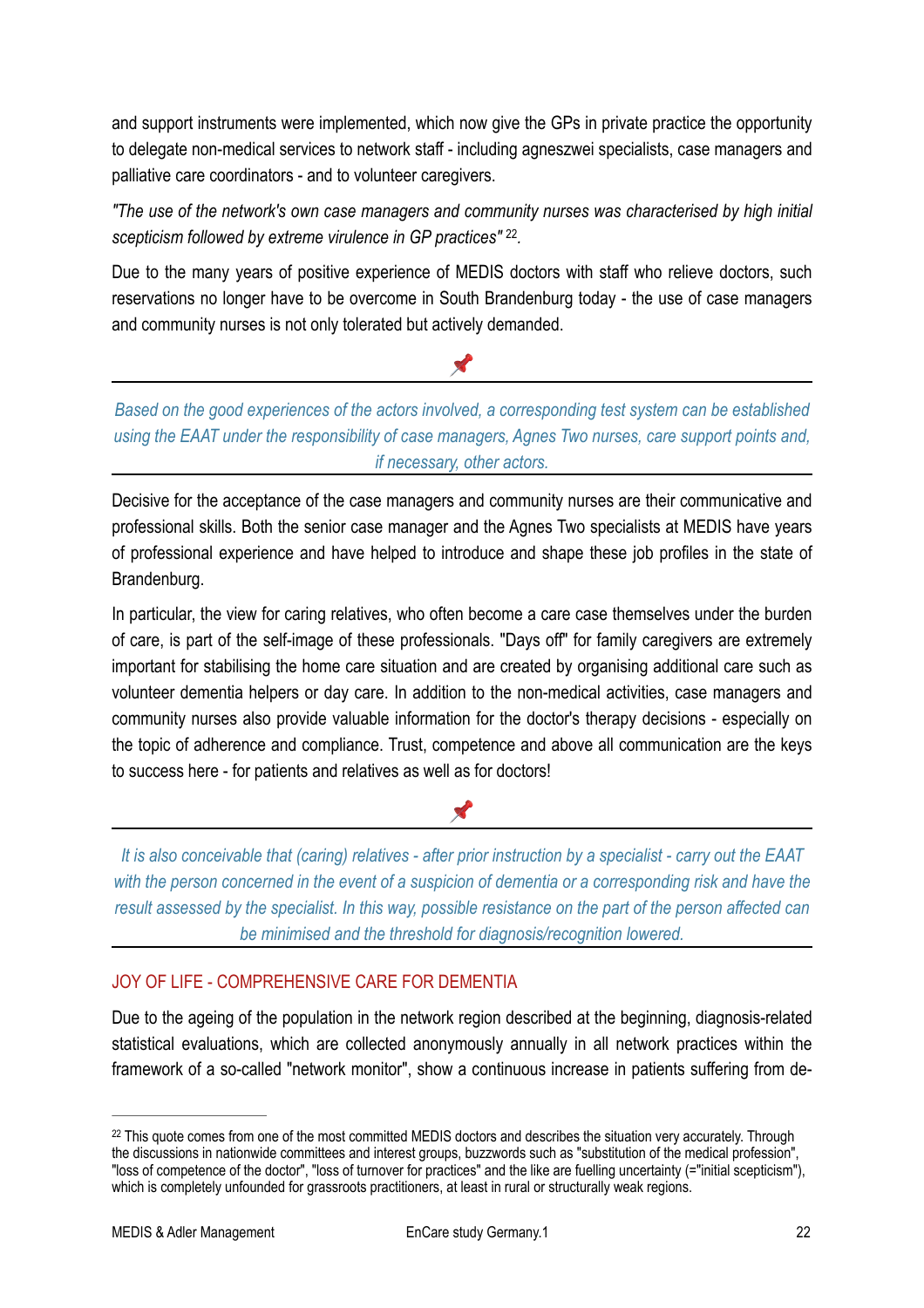and support instruments were implemented, which now give the GPs in private practice the opportunity to delegate non-medical services to network staff - including agneszwei specialists, case managers and palliative care coordinators - and to volunteer caregivers.

*"The use of the network's own case managers and community nurses was characterised by high initial scepticism followed by extreme virulence in GP practices"* [22].

Due to the many years of positive experience of MEDIS doctors with staff who relieve doctors, such reservations no longer have to be overcome in South Brandenburg today - the use of case managers and community nurses is not only tolerated but actively demanded.

📌

---

*Based on the good experiences of the actors involved, a corresponding test system can be established using the EAAT under the responsibility of case managers, Agnes Two nurses, care support points and, if necessary, other actors.*

---

Decisive for the acceptance of the case managers and community nurses are their communicative and professional skills. Both the senior case manager and the Agnes Two specialists at MEDIS have years of professional experience and have helped to introduce and shape these job profiles in the state of Brandenburg.

In particular, the view for caring relatives, who often become a care case themselves under the burden of care, is part of the self-image of these professionals. "Days off" for family caregivers are extremely important for stabilising the home care situation and are created by organising additional care such as volunteer dementia helpers or day care. In addition to the non-medical activities, case managers and community nurses also provide valuable information for the doctor's therapy decisions - especially on the topic of adherence and compliance. Trust, competence and above all communication are the keys to success here - for patients and relatives as well as for doctors!

📌

---

*It is also conceivable that (caring) relatives - after prior instruction by a specialist - carry out the EAAT with the person concerned in the event of a suspicion of dementia or a corresponding risk and have the result assessed by the specialist. In this way, possible resistance on the part of the person affected can be minimised and the threshold for diagnosis/recognition lowered.*

---

## JOY OF LIFE - COMPREHENSIVE CARE FOR DEMENTIA

Due to the ageing of the population in the network region described at the beginning, diagnosis-related statistical evaluations, which are collected anonymously annually in all network practices within the framework of a so-called "network monitor", show a continuous increase in patients suffering from de-

---

[22] This quote comes from one of the most committed MEDIS doctors and describes the situation very accurately. Through the discussions in nationwide committees and interest groups, buzzwords such as "substitution of the medical profession", "loss of competence of the doctor", "loss of turnover for practices" and the like are fuelling uncertainty (="initial scepticism"), which is completely unfounded for grassroots practitioners, at least in rural or structurally weak regions.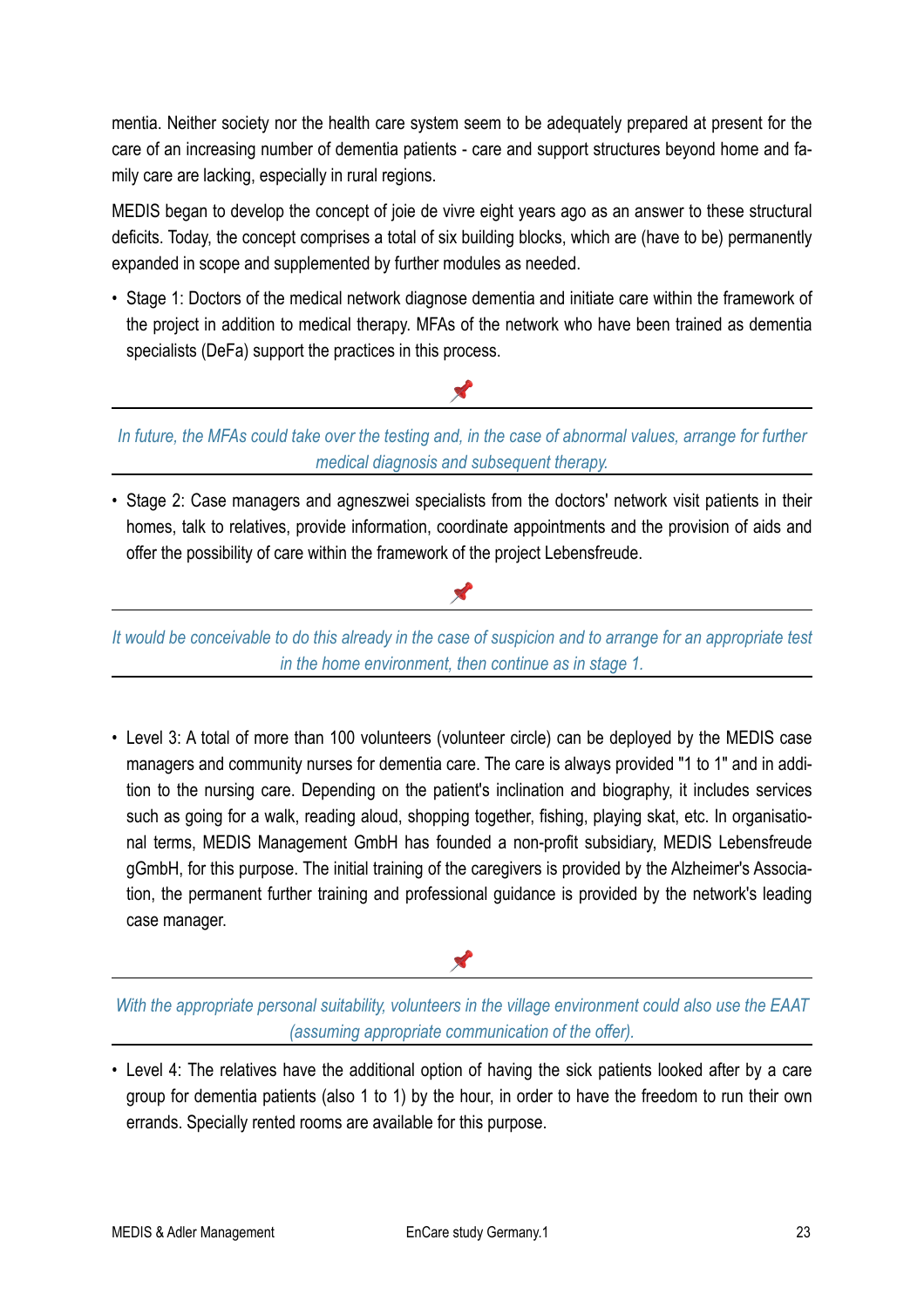mentia. Neither society nor the health care system seem to be adequately prepared at present for the care of an increasing number of dementia patients - care and support structures beyond home and family care are lacking, especially in rural regions.

MEDIS began to develop the concept of joie de vivre eight years ago as an answer to these structural deficits. Today, the concept comprises a total of six building blocks, which are (have to be) permanently expanded in scope and supplemented by further modules as needed.

- Stage 1: Doctors of the medical network diagnose dementia and initiate care within the framework of the project in addition to medical therapy. MFAs of the network who have been trained as dementia specialists (DeFa) support the practices in this process.

📌

---

*In future, the MFAs could take over the testing and, in the case of abnormal values, arrange for further medical diagnosis and subsequent therapy.*

---

- Stage 2: Case managers and agneszwei specialists from the doctors' network visit patients in their homes, talk to relatives, provide information, coordinate appointments and the provision of aids and offer the possibility of care within the framework of the project Lebensfreude.

📌

---

*It would be conceivable to do this already in the case of suspicion and to arrange for an appropriate test in the home environment, then continue as in stage 1.*

---

- Level 3: A total of more than 100 volunteers (volunteer circle) can be deployed by the MEDIS case managers and community nurses for dementia care. The care is always provided "1 to 1" and in addition to the nursing care. Depending on the patient's inclination and biography, it includes services such as going for a walk, reading aloud, shopping together, fishing, playing skat, etc. In organisational terms, MEDIS Management GmbH has founded a non-profit subsidiary, MEDIS Lebensfreude gGmbH, for this purpose. The initial training of the caregivers is provided by the Alzheimer's Association, the permanent further training and professional guidance is provided by the network's leading case manager.

📌

---

*With the appropriate personal suitability, volunteers in the village environment could also use the EAAT (assuming appropriate communication of the offer).*

---

- Level 4: The relatives have the additional option of having the sick patients looked after by a care group for dementia patients (also 1 to 1) by the hour, in order to have the freedom to run their own errands. Specially rented rooms are available for this purpose.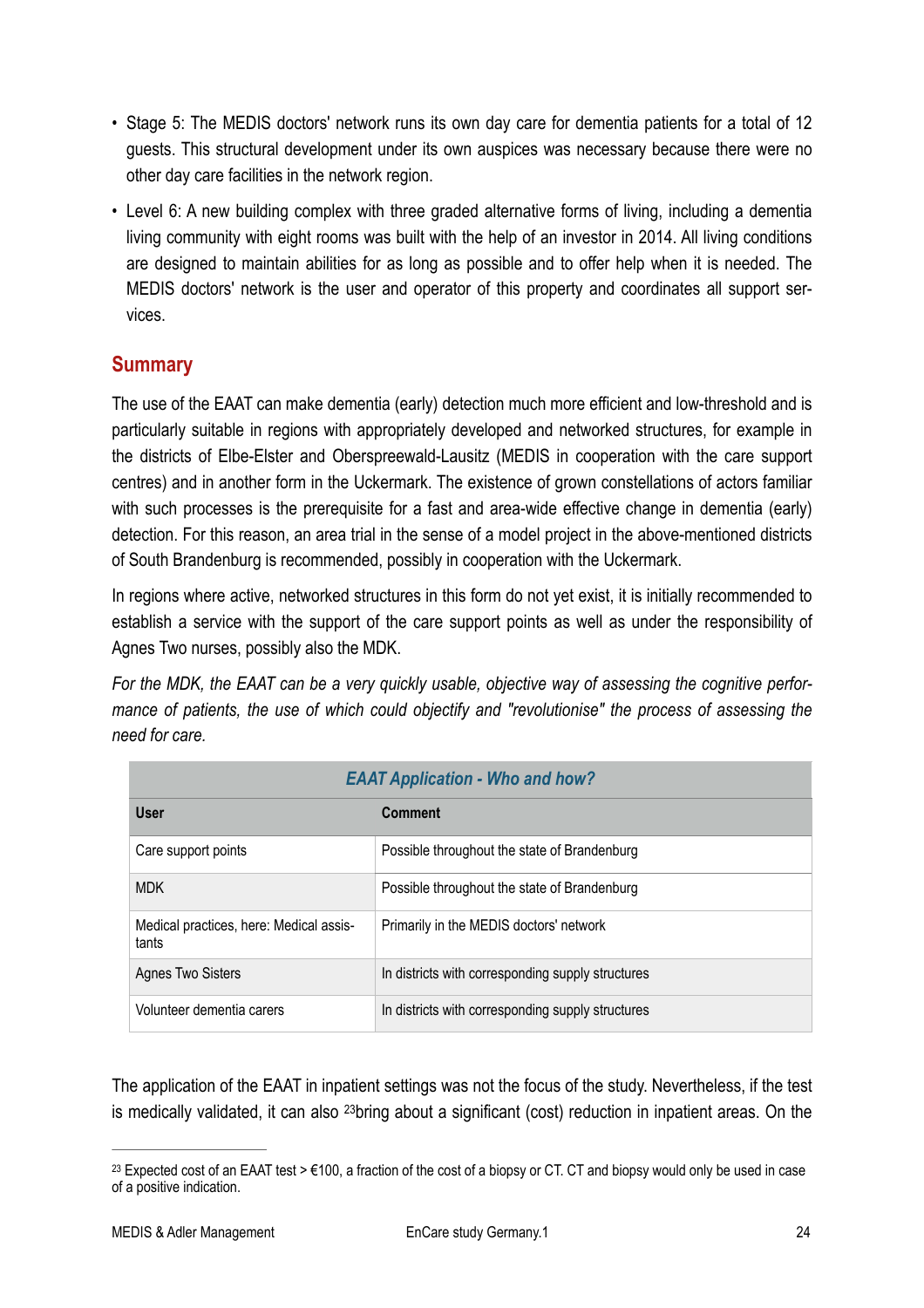- Stage 5: The MEDIS doctors' network runs its own day care for dementia patients for a total of 12 guests. This structural development under its own auspices was necessary because there were no other day care facilities in the network region.
- Level 6: A new building complex with three graded alternative forms of living, including a dementia living community with eight rooms was built with the help of an investor in 2014. All living conditions are designed to maintain abilities for as long as possible and to offer help when it is needed. The MEDIS doctors' network is the user and operator of this property and coordinates all support services.

## Summary

The use of the EAAT can make dementia (early) detection much more efficient and low-threshold and is particularly suitable in regions with appropriately developed and networked structures, for example in the districts of Elbe-Elster and Oberspreewald-Lausitz (MEDIS in cooperation with the care support centres) and in another form in the Uckermark. The existence of grown constellations of actors familiar with such processes is the prerequisite for a fast and area-wide effective change in dementia (early) detection. For this reason, an area trial in the sense of a model project in the above-mentioned districts of South Brandenburg is recommended, possibly in cooperation with the Uckermark.

In regions where active, networked structures in this form do not yet exist, it is initially recommended to establish a service with the support of the care support points as well as under the responsibility of Agnes Two nurses, possibly also the MDK.

*For the MDK, the EAAT can be a very quickly usable, objective way of assessing the cognitive performance of patients, the use of which could objectify and "revolutionise" the process of assessing the need for care.*

| ***EAAT Application - Who and how?*** | |
|---|---|
| **User** | **Comment** |
| Care support points | Possible throughout the state of Brandenburg |
| MDK | Possible throughout the state of Brandenburg |
| Medical practices, here: Medical assistants | Primarily in the MEDIS doctors' network |
| Agnes Two Sisters | In districts with corresponding supply structures |
| Volunteer dementia carers | In districts with corresponding supply structures |

The application of the EAAT in inpatient settings was not the focus of the study. Nevertheless, if the test is medically validated, it can also [23]bring about a significant (cost) reduction in inpatient areas. On the

[23] Expected cost of an EAAT test > €100, a fraction of the cost of a biopsy or CT. CT and biopsy would only be used in case of a positive indication.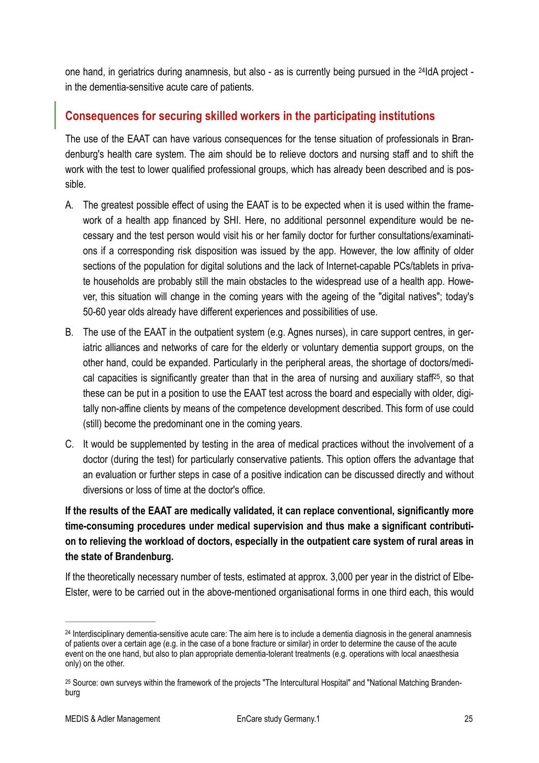one hand, in geriatrics during anamnesis, but also - as is currently being pursued in the [24]IdA project - in the dementia-sensitive acute care of patients.

## Consequences for securing skilled workers in the participating institutions

The use of the EAAT can have various consequences for the tense situation of professionals in Brandenburg's health care system. The aim should be to relieve doctors and nursing staff and to shift the work with the test to lower qualified professional groups, which has already been described and is possible.

A. The greatest possible effect of using the EAAT is to be expected when it is used within the framework of a health app financed by SHI. Here, no additional personnel expenditure would be necessary and the test person would visit his or her family doctor for further consultations/examinations if a corresponding risk disposition was issued by the app. However, the low affinity of older sections of the population for digital solutions and the lack of Internet-capable PCs/tablets in private households are probably still the main obstacles to the widespread use of a health app. However, this situation will change in the coming years with the ageing of the "digital natives"; today's 50-60 year olds already have different experiences and possibilities of use.

B. The use of the EAAT in the outpatient system (e.g. Agnes nurses), in care support centres, in geriatric alliances and networks of care for the elderly or voluntary dementia support groups, on the other hand, could be expanded. Particularly in the peripheral areas, the shortage of doctors/medical capacities is significantly greater than that in the area of nursing and auxiliary staff[25], so that these can be put in a position to use the EAAT test across the board and especially with older, digitally non-affine clients by means of the competence development described. This form of use could (still) become the predominant one in the coming years.

C. It would be supplemented by testing in the area of medical practices without the involvement of a doctor (during the test) for particularly conservative patients. This option offers the advantage that an evaluation or further steps in case of a positive indication can be discussed directly and without diversions or loss of time at the doctor's office.

**If the results of the EAAT are medically validated, it can replace conventional, significantly more time-consuming procedures under medical supervision and thus make a significant contribution to relieving the workload of doctors, especially in the outpatient care system of rural areas in the state of Brandenburg.**

If the theoretically necessary number of tests, estimated at approx. 3,000 per year in the district of Elbe-Elster, were to be carried out in the above-mentioned organisational forms in one third each, this would

---

[24] Interdisciplinary dementia-sensitive acute care: The aim here is to include a dementia diagnosis in the general anamnesis of patients over a certain age (e.g. in the case of a bone fracture or similar) in order to determine the cause of the acute event on the one hand, but also to plan appropriate dementia-tolerant treatments (e.g. operations with local anaesthesia only) on the other.

[25] Source: own surveys within the framework of the projects "The Intercultural Hospital" and "National Matching Brandenburg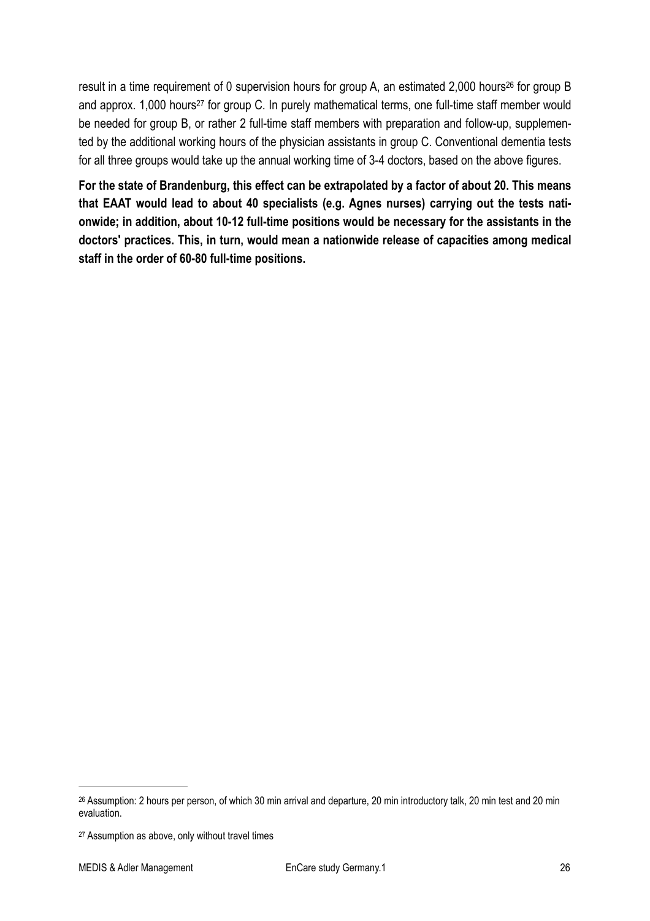result in a time requirement of 0 supervision hours for group A, an estimated 2,000 hours[26] for group B and approx. 1,000 hours[27] for group C. In purely mathematical terms, one full-time staff member would be needed for group B, or rather 2 full-time staff members with preparation and follow-up, supplemented by the additional working hours of the physician assistants in group C. Conventional dementia tests for all three groups would take up the annual working time of 3-4 doctors, based on the above figures.

**For the state of Brandenburg, this effect can be extrapolated by a factor of about 20. This means that EAAT would lead to about 40 specialists (e.g. Agnes nurses) carrying out the tests nationwide; in addition, about 10-12 full-time positions would be necessary for the assistants in the doctors' practices. This, in turn, would mean a nationwide release of capacities among medical staff in the order of 60-80 full-time positions.**

---

[26] Assumption: 2 hours per person, of which 30 min arrival and departure, 20 min introductory talk, 20 min test and 20 min evaluation.

[27] Assumption as above, only without travel times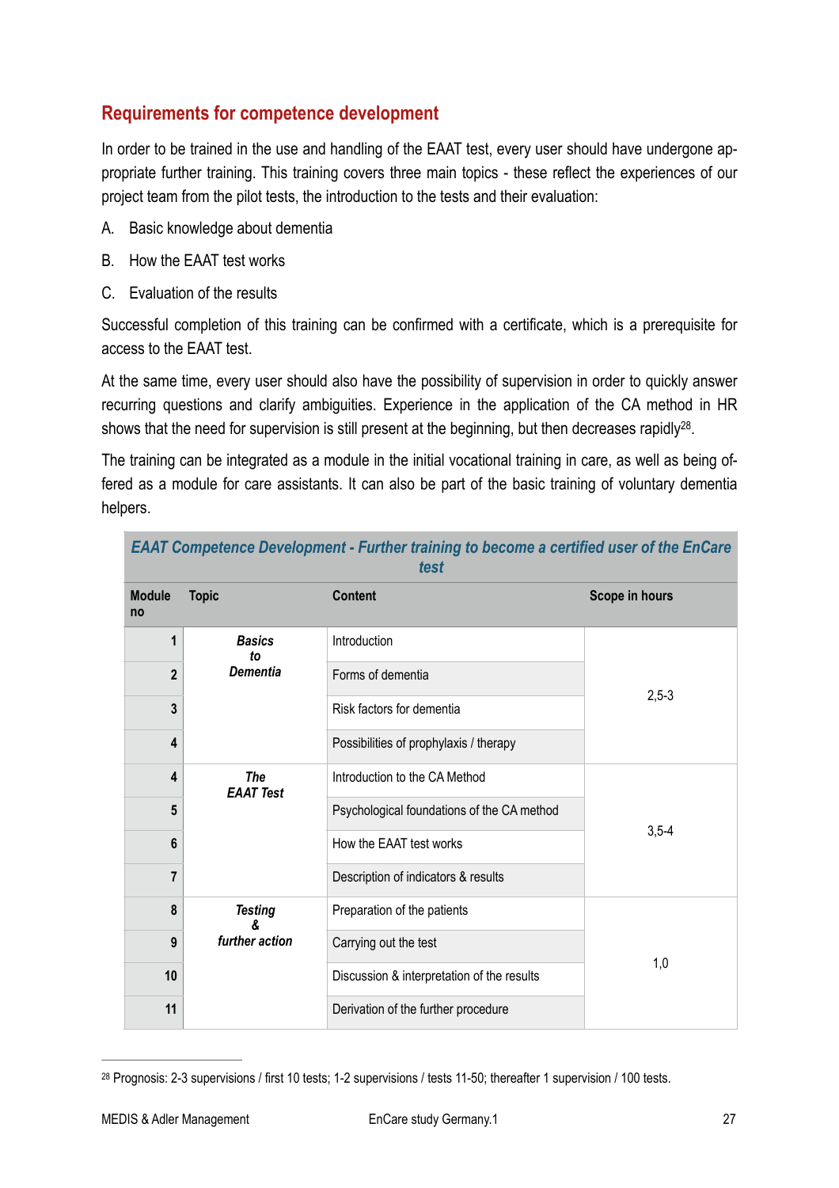## Requirements for competence development

In order to be trained in the use and handling of the EAAT test, every user should have undergone appropriate further training. This training covers three main topics - these reflect the experiences of our project team from the pilot tests, the introduction to the tests and their evaluation:

A. Basic knowledge about dementia

B. How the EAAT test works

C. Evaluation of the results

Successful completion of this training can be confirmed with a certificate, which is a prerequisite for access to the EAAT test.

At the same time, every user should also have the possibility of supervision in order to quickly answer recurring questions and clarify ambiguities. Experience in the application of the CA method in HR shows that the need for supervision is still present at the beginning, but then decreases rapidly[28].

The training can be integrated as a module in the initial vocational training in care, as well as being offered as a module for care assistants. It can also be part of the basic training of voluntary dementia helpers.

| ***EAAT Competence Development - Further training to become a certified user of the EnCare test*** | | | |
|---|---|---|---|
| **Module no** | **Topic** | **Content** | **Scope in hours** |
| **1** | ***Basics to Dementia*** | Introduction | 2,5-3 |
| **2** | | Forms of dementia | |
| **3** | | Risk factors for dementia | |
| **4** | | Possibilities of prophylaxis / therapy | |
| **4** | ***The EAAT Test*** | Introduction to the CA Method | 3,5-4 |
| **5** | | Psychological foundations of the CA method | |
| **6** | | How the EAAT test works | |
| **7** | | Description of indicators & results | |
| **8** | ***Testing & further action*** | Preparation of the patients | 1,0 |
| **9** | | Carrying out the test | |
| **10** | | Discussion & interpretation of the results | |
| **11** | | Derivation of the further procedure | |

[28] Prognosis: 2-3 supervisions / first 10 tests; 1-2 supervisions / tests 11-50; thereafter 1 supervision / 100 tests.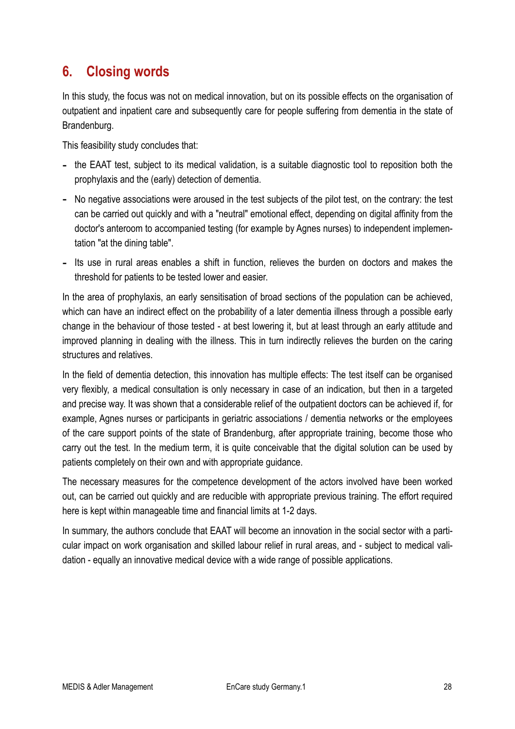## 6. Closing words

In this study, the focus was not on medical innovation, but on its possible effects on the organisation of outpatient and inpatient care and subsequently care for people suffering from dementia in the state of Brandenburg.

This feasibility study concludes that:

- the EAAT test, subject to its medical validation, is a suitable diagnostic tool to reposition both the prophylaxis and the (early) detection of dementia.
- No negative associations were aroused in the test subjects of the pilot test, on the contrary: the test can be carried out quickly and with a "neutral" emotional effect, depending on digital affinity from the doctor's anteroom to accompanied testing (for example by Agnes nurses) to independent implementation "at the dining table".
- Its use in rural areas enables a shift in function, relieves the burden on doctors and makes the threshold for patients to be tested lower and easier.

In the area of prophylaxis, an early sensitisation of broad sections of the population can be achieved, which can have an indirect effect on the probability of a later dementia illness through a possible early change in the behaviour of those tested - at best lowering it, but at least through an early attitude and improved planning in dealing with the illness. This in turn indirectly relieves the burden on the caring structures and relatives.

In the field of dementia detection, this innovation has multiple effects: The test itself can be organised very flexibly, a medical consultation is only necessary in case of an indication, but then in a targeted and precise way. It was shown that a considerable relief of the outpatient doctors can be achieved if, for example, Agnes nurses or participants in geriatric associations / dementia networks or the employees of the care support points of the state of Brandenburg, after appropriate training, become those who carry out the test. In the medium term, it is quite conceivable that the digital solution can be used by patients completely on their own and with appropriate guidance.

The necessary measures for the competence development of the actors involved have been worked out, can be carried out quickly and are reducible with appropriate previous training. The effort required here is kept within manageable time and financial limits at 1-2 days.

In summary, the authors conclude that EAAT will become an innovation in the social sector with a particular impact on work organisation and skilled labour relief in rural areas, and - subject to medical validation - equally an innovative medical device with a wide range of possible applications.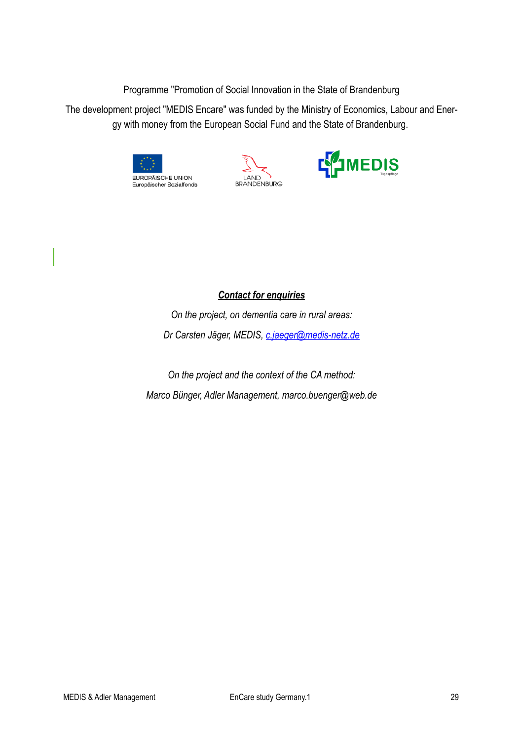Programme "Promotion of Social Innovation in the State of Brandenburg

The development project "MEDIS Encare" was funded by the Ministry of Economics, Labour and Energy with money from the European Social Fund and the State of Brandenburg.

EUROPÄISCHE UNION
Europäischer Sozialfonds

LAND
BRANDENBURG

MEDIS
Tagespflege

***<u>Contact for enquiries</u>***

*On the project, on dementia care in rural areas:*

*Dr Carsten Jäger, MEDIS, c.jaeger@medis-netz.de*

*On the project and the context of the CA method:*

*Marco Bünger, Adler Management, marco.buenger@web.de*